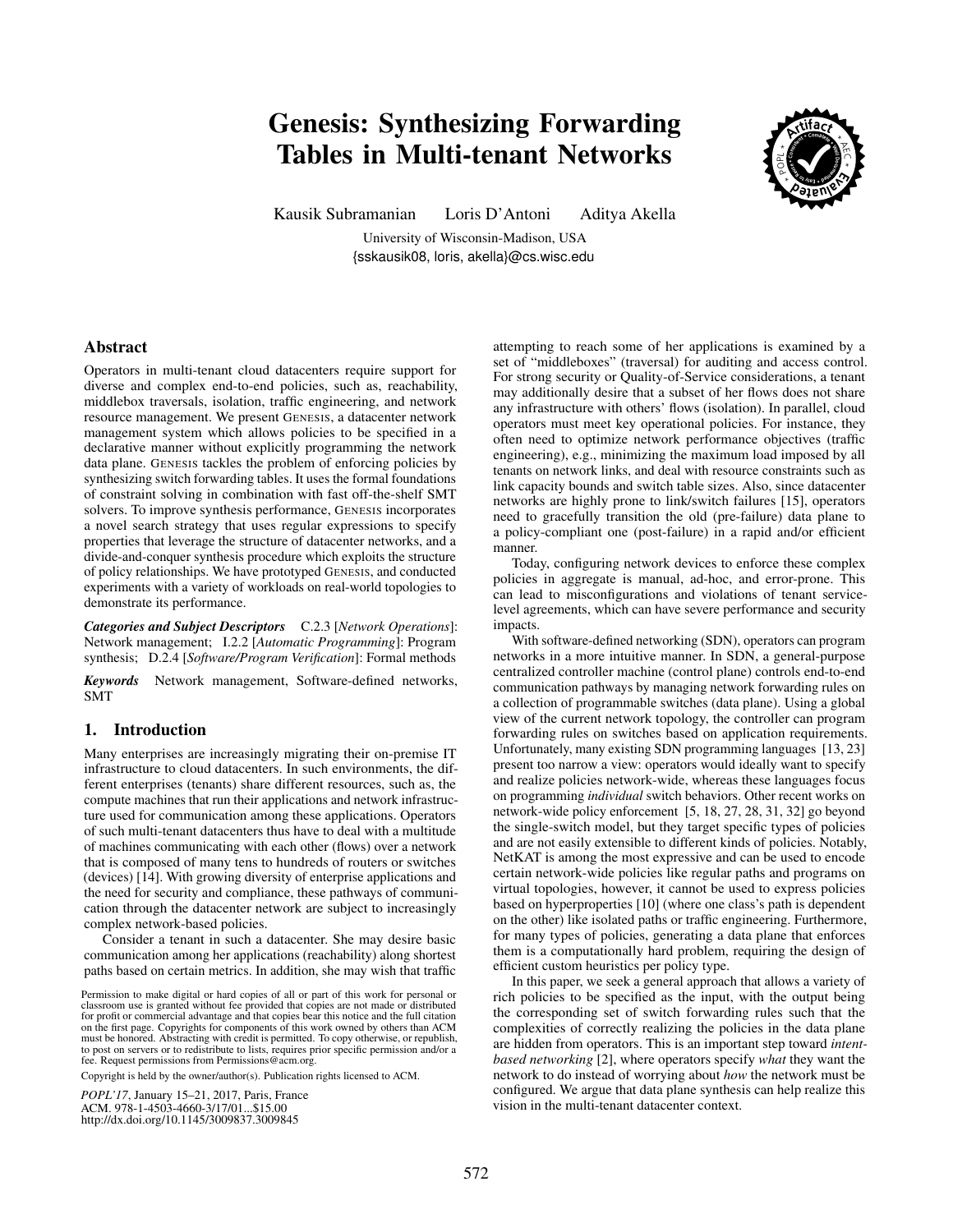# Genesis: Synthesizing Forwarding Tables in Multi-tenant Networks

Kausik Subramanian Loris D'Antoni Aditya Akella

University of Wisconsin-Madison, USA
{sskausik08, loris, akella}@cs.wisc.edu

## Abstract

Operators in multi-tenant cloud datacenters require support for diverse and complex end-to-end policies, such as, reachability, middlebox traversals, isolation, traffic engineering, and network resource management. We present GENESIS, a datacenter network management system which allows policies to be specified in a declarative manner without explicitly programming the network data plane. GENESIS tackles the problem of enforcing policies by synthesizing switch forwarding tables. It uses the formal foundations of constraint solving in combination with fast off-the-shelf SMT solvers. To improve synthesis performance, GENESIS incorporates a novel search strategy that uses regular expressions to specify properties that leverage the structure of datacenter networks, and a divide-and-conquer synthesis procedure which exploits the structure of policy relationships. We have prototyped GENESIS, and conducted experiments with a variety of workloads on real-world topologies to demonstrate its performance.

***Categories and Subject Descriptors*** C.2.3 [*Network Operations*]: Network management; I.2.2 [*Automatic Programming*]: Program synthesis; D.2.4 [*Software/Program Verification*]: Formal methods

***Keywords*** Network management, Software-defined networks, SMT

## 1. Introduction

Many enterprises are increasingly migrating their on-premise IT infrastructure to cloud datacenters. In such environments, the different enterprises (tenants) share different resources, such as, the compute machines that run their applications and network infrastructure used for communication among these applications. Operators of such multi-tenant datacenters thus have to deal with a multitude of machines communicating with each other (flows) over a network that is composed of many tens to hundreds of routers or switches (devices) [14]. With growing diversity of enterprise applications and the need for security and compliance, these pathways of communication through the datacenter network are subject to increasingly complex network-based policies.

Consider a tenant in such a datacenter. She may desire basic communication among her applications (reachability) along shortest paths based on certain metrics. In addition, she may wish that traffic attempting to reach some of her applications is examined by a set of "middleboxes" (traversal) for auditing and access control. For strong security or Quality-of-Service considerations, a tenant may additionally desire that a subset of her flows does not share any infrastructure with others' flows (isolation). In parallel, cloud operators must meet key operational policies. For instance, they often need to optimize network performance objectives (traffic engineering), e.g., minimizing the maximum load imposed by all tenants on network links, and deal with resource constraints such as link capacity bounds and switch table sizes. Also, since datacenter networks are highly prone to link/switch failures [15], operators need to gracefully transition the old (pre-failure) data plane to a policy-compliant one (post-failure) in a rapid and/or efficient manner.

Today, configuring network devices to enforce these complex policies in aggregate is manual, ad-hoc, and error-prone. This can lead to misconfigurations and violations of tenant service-level agreements, which can have severe performance and security impacts.

With software-defined networking (SDN), operators can program networks in a more intuitive manner. In SDN, a general-purpose centralized controller machine (control plane) controls end-to-end communication pathways by managing network forwarding rules on a collection of programmable switches (data plane). Using a global view of the current network topology, the controller can program forwarding rules on switches based on application requirements. Unfortunately, many existing SDN programming languages [13, 23] present too narrow a view: operators would ideally want to specify and realize policies network-wide, whereas these languages focus on programming *individual* switch behaviors. Other recent works on network-wide policy enforcement [5, 18, 27, 28, 31, 32] go beyond the single-switch model, but they target specific types of policies and are not easily extensible to different kinds of policies. Notably, NetKAT is among the most expressive and can be used to encode certain network-wide policies like regular paths and programs on virtual topologies, however, it cannot be used to express policies based on hyperproperties [10] (where one class's path is dependent on the other) like isolated paths or traffic engineering. Furthermore, for many types of policies, generating a data plane that enforces them is a computationally hard problem, requiring the design of efficient custom heuristics per policy type.

In this paper, we seek a general approach that allows a variety of rich policies to be specified as the input, with the output being the corresponding set of switch forwarding rules such that the complexities of correctly realizing the policies in the data plane are hidden from operators. This is an important step toward *intent-based networking* [2], where operators specify *what* they want the network to do instead of worrying about *how* the network must be configured. We argue that data plane synthesis can help realize this vision in the multi-tenant datacenter context.

Permission to make digital or hard copies of all or part of this work for personal or classroom use is granted without fee provided that copies are not made or distributed for profit or commercial advantage and that copies bear this notice and the full citation on the first page. Copyrights for components of this work owned by others than ACM must be honored. Abstracting with credit is permitted. To copy otherwise, or republish, to post on servers or to redistribute to lists, requires prior specific permission and/or a fee. Request permissions from Permissions@acm.org.

Copyright is held by the owner/author(s). Publication rights licensed to ACM.

*POPL'17*, January 15–21, 2017, Paris, France
ACM. 978-1-4503-4660-3/17/01...$15.00
http://dx.doi.org/10.1145/3009837.3009845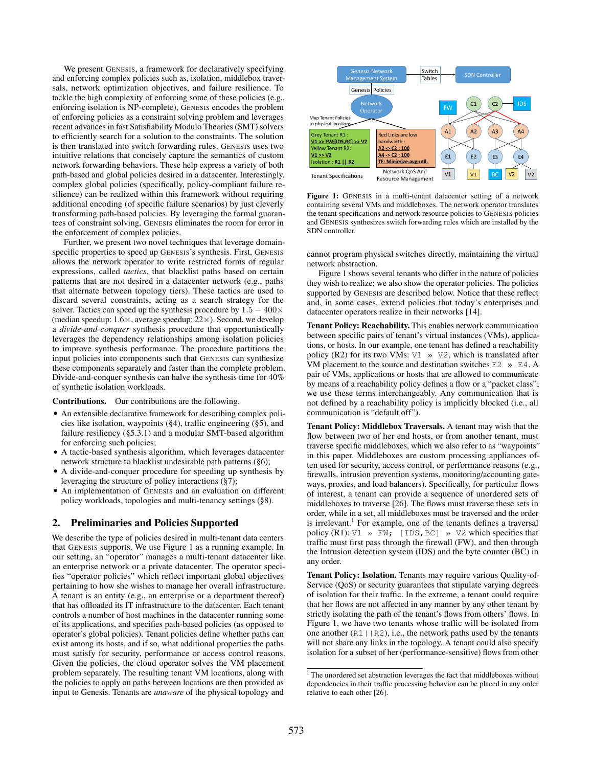We present GENESIS, a framework for declaratively specifying and enforcing complex policies such as, isolation, middlebox traversals, network optimization objectives, and failure resilience. To tackle the high complexity of enforcing some of these policies (e.g., enforcing isolation is NP-complete), GENESIS encodes the problem of enforcing policies as a constraint solving problem and leverages recent advances in fast Satisfiability Modulo Theories (SMT) solvers to efficiently search for a solution to the constraints. The solution is then translated into switch forwarding rules. GENESIS uses two intuitive relations that concisely capture the semantics of custom network forwarding behaviors. These help express a variety of both path-based and global policies desired in a datacenter. Interestingly, complex global policies (specifically, policy-compliant failure resilience) can be realized within this framework without requiring additional encoding (of specific failure scenarios) by just cleverly transforming path-based policies. By leveraging the formal guarantees of constraint solving, GENESIS eliminates the room for error in the enforcement of complex policies.

Further, we present two novel techniques that leverage domain-specific properties to speed up GENESIS's synthesis. First, GENESIS allows the network operator to write restricted forms of regular expressions, called *tactics*, that blacklist paths based on certain patterns that are not desired in a datacenter network (e.g., paths that alternate between topology tiers). These tactics are used to discard several constraints, acting as a search strategy for the solver. Tactics can speed up the synthesis procedure by $1.5 - 400\times$ (median speedup: $1.6\times$, average speedup: $22\times$). Second, we develop a *divide-and-conquer* synthesis procedure that opportunistically leverages the dependency relationships among isolation policies to improve synthesis performance. The procedure partitions the input policies into components such that GENESIS can synthesize these components separately and faster than the complete problem. Divide-and-conquer synthesis can halve the synthesis time for 40% of synthetic isolation workloads.

**Contributions.** Our contributions are the following.

- An extensible declarative framework for describing complex policies like isolation, waypoints (§4), traffic engineering (§5), and failure resiliency (§5.3.1) and a modular SMT-based algorithm for enforcing such policies;
- A tactic-based synthesis algorithm, which leverages datacenter network structure to blacklist undesirable path patterns (§6);
- A divide-and-conquer procedure for speeding up synthesis by leveraging the structure of policy interactions (§7);
- An implementation of GENESIS and an evaluation on different policy workloads, topologies and multi-tenancy settings (§8).

## 2. Preliminaries and Policies Supported

We describe the type of policies desired in multi-tenant data centers that GENESIS supports. We use Figure 1 as a running example. In our setting, an "operator" manages a multi-tenant datacenter like an enterprise network or a private datacenter. The operator specifies "operator policies" which reflect important global objectives pertaining to how she wishes to manage her overall infrastructure. A tenant is an entity (e.g., an enterprise or a department thereof) that has offloaded its IT infrastructure to the datacenter. Each tenant controls a number of host machines in the datacenter running some of its applications, and specifies path-based policies (as opposed to operator's global policies). Tenant policies define whether paths can exist among its hosts, and if so, what additional properties the paths must satisfy for security, performance or access control reasons. Given the policies, the cloud operator solves the VM placement problem separately. The resulting tenant VM locations, along with the policies to apply on paths between locations are then provided as input to Genesis. Tenants are *unaware* of the physical topology and cannot program physical switches directly, maintaining the virtual network abstraction.

**Figure 1:** GENESIS in a multi-tenant datacenter setting of a network containing several VMs and middleboxes. The network operator translates the tenant specifications and network resource policies to GENESIS policies and GENESIS synthesizes switch forwarding rules which are installed by the SDN controller.

Figure 1 shows several tenants who differ in the nature of policies they wish to realize; we also show the operator policies. The policies supported by GENESIS are described below. Notice that these reflect and, in some cases, extend policies that today's enterprises and datacenter operators realize in their networks [14].

**Tenant Policy: Reachability.** This enables network communication between specific pairs of tenant's virtual instances (VMs), applications, or hosts. In our example, one tenant has defined a reachability policy (R2) for its two VMs: `V1 » V2`, which is translated after VM placement to the source and destination switches `E2 » E4`. A pair of VMs, applications or hosts that are allowed to communicate by means of a reachability policy defines a flow or a "packet class"; we use these terms interchangeably. Any communication that is not defined by a reachability policy is implicitly blocked (i.e., all communication is "default off").

**Tenant Policy: Middlebox Traversals.** A tenant may wish that the flow between two of her end hosts, or from another tenant, must traverse specific middleboxes, which we also refer to as "waypoints" in this paper. Middleboxes are custom processing appliances often used for security, access control, or performance reasons (e.g., firewalls, intrusion prevention systems, monitoring/accounting gateways, proxies, and load balancers). Specifically, for particular flows of interest, a tenant can provide a sequence of unordered sets of middleboxes to traverse [26]. The flows must traverse these sets in order, while in a set, all middleboxes must be traversed and the order is irrelevant.[1] For example, one of the tenants defines a traversal policy (R1): `V1 » FW; [IDS,BC] » V2` which specifies that traffic must first pass through the firewall (FW), and then through the Intrusion detection system (IDS) and the byte counter (BC) in any order.

**Tenant Policy: Isolation.** Tenants may require various Quality-of-Service (QoS) or security guarantees that stipulate varying degrees of isolation for their traffic. In the extreme, a tenant could require that her flows are not affected in any manner by any other tenant by strictly isolating the path of the tenant's flows from others' flows. In Figure 1, we have two tenants whose traffic will be isolated from one another (`R1||R2`), i.e., the network paths used by the tenants will not share any links in the topology. A tenant could also specify isolation for a subset of her (performance-sensitive) flows from other

[1] The unordered set abstraction leverages the fact that middleboxes without dependencies in their traffic processing behavior can be placed in any order relative to each other [26].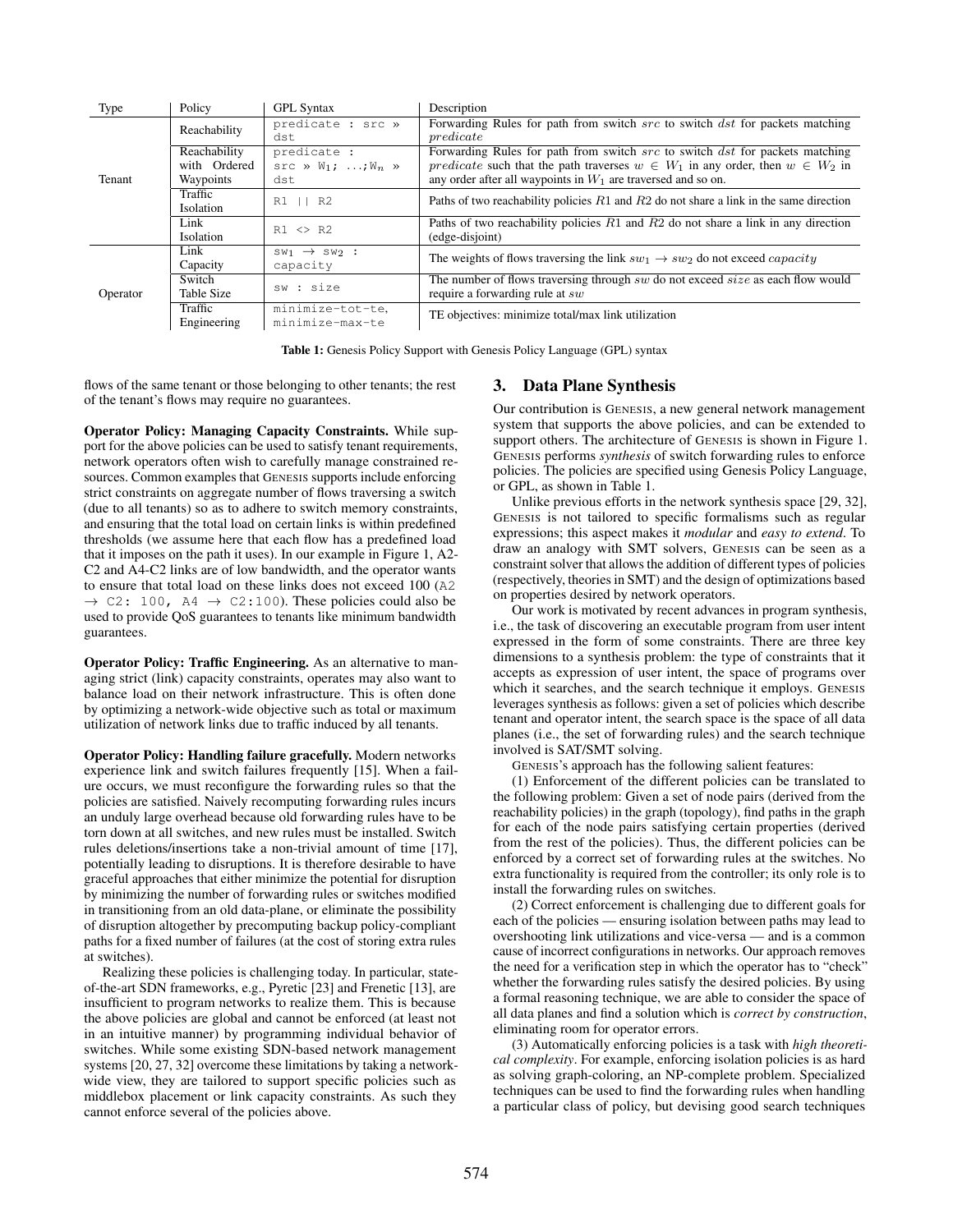| Type | Policy | GPL Syntax | Description |
| --- | --- | --- | --- |
| Tenant | Reachability | `predicate : src » dst` | Forwarding Rules for path from switch *src* to switch *dst* for packets matching *predicate* |
| | Reachability with Ordered Waypoints | `predicate : src » W`$_1$`; ...;W`$_n$` » dst` | Forwarding Rules for path from switch *src* to switch *dst* for packets matching *predicate* such that the path traverses $w \in W_1$ in any order, then $w \in W_2$ in any order after all waypoints in $W_1$ are traversed and so on. |
| | Traffic Isolation | `R1 \|\| R2` | Paths of two reachability policies $R1$ and $R2$ do not share a link in the same direction |
| | Link Isolation | `R1 <> R2` | Paths of two reachability policies $R1$ and $R2$ do not share a link in any direction (edge-disjoint) |
| Operator | Link Capacity | `sw`$_1$ $\rightarrow$ `sw`$_2$ `: capacity` | The weights of flows traversing the link $sw_1 \rightarrow sw_2$ do not exceed *capacity* |
| | Switch Table Size | `sw : size` | The number of flows traversing through *sw* do not exceed *size* as each flow would require a forwarding rule at *sw* |
| | Traffic Engineering | `minimize-tot-te, minimize-max-te` | TE objectives: minimize total/max link utilization |

**Table 1:** Genesis Policy Support with Genesis Policy Language (GPL) syntax

flows of the same tenant or those belonging to other tenants; the rest of the tenant's flows may require no guarantees.

**Operator Policy: Managing Capacity Constraints.** While support for the above policies can be used to satisfy tenant requirements, network operators often wish to carefully manage constrained resources. Common examples that GENESIS supports include enforcing strict constraints on aggregate number of flows traversing a switch (due to all tenants) so as to adhere to switch memory constraints, and ensuring that the total load on certain links is within predefined thresholds (we assume here that each flow has a predefined load that it imposes on the path it uses). In our example in Figure 1, A2-C2 and A4-C2 links are of low bandwidth, and the operator wants to ensure that total load on these links does not exceed 100 (`A2` $\rightarrow$ `C2: 100, A4` $\rightarrow$ `C2:100`). These policies could also be used to provide QoS guarantees to tenants like minimum bandwidth guarantees.

**Operator Policy: Traffic Engineering.** As an alternative to managing strict (link) capacity constraints, operates may also want to balance load on their network infrastructure. This is often done by optimizing a network-wide objective such as total or maximum utilization of network links due to traffic induced by all tenants.

**Operator Policy: Handling failure gracefully.** Modern networks experience link and switch failures frequently [15]. When a failure occurs, we must reconfigure the forwarding rules so that the policies are satisfied. Naively recomputing forwarding rules incurs an unduly large overhead because old forwarding rules have to be torn down at all switches, and new rules must be installed. Switch rules deletions/insertions take a non-trivial amount of time [17], potentially leading to disruptions. It is therefore desirable to have graceful approaches that either minimize the potential for disruption by minimizing the number of forwarding rules or switches modified in transitioning from an old data-plane, or eliminate the possibility of disruption altogether by precomputing backup policy-compliant paths for a fixed number of failures (at the cost of storing extra rules at switches).

Realizing these policies is challenging today. In particular, state-of-the-art SDN frameworks, e.g., Pyretic [23] and Frenetic [13], are insufficient to program networks to realize them. This is because the above policies are global and cannot be enforced (at least not in an intuitive manner) by programming individual behavior of switches. While some existing SDN-based network management systems [20, 27, 32] overcome these limitations by taking a network-wide view, they are tailored to support specific policies such as middlebox placement or link capacity constraints. As such they cannot enforce several of the policies above.

## 3. Data Plane Synthesis

Our contribution is GENESIS, a new general network management system that supports the above policies, and can be extended to support others. The architecture of GENESIS is shown in Figure 1. GENESIS performs *synthesis* of switch forwarding rules to enforce policies. The policies are specified using Genesis Policy Language, or GPL, as shown in Table 1.

Unlike previous efforts in the network synthesis space [29, 32], GENESIS is not tailored to specific formalisms such as regular expressions; this aspect makes it *modular* and *easy to extend*. To draw an analogy with SMT solvers, GENESIS can be seen as a constraint solver that allows the addition of different types of policies (respectively, theories in SMT) and the design of optimizations based on properties desired by network operators.

Our work is motivated by recent advances in program synthesis, i.e., the task of discovering an executable program from user intent expressed in the form of some constraints. There are three key dimensions to a synthesis problem: the type of constraints that it accepts as expression of user intent, the space of programs over which it searches, and the search technique it employs. GENESIS leverages synthesis as follows: given a set of policies which describe tenant and operator intent, the search space is the space of all data planes (i.e., the set of forwarding rules) and the search technique involved is SAT/SMT solving.

GENESIS's approach has the following salient features:

(1) Enforcement of the different policies can be translated to the following problem: Given a set of node pairs (derived from the reachability policies) in the graph (topology), find paths in the graph for each of the node pairs satisfying certain properties (derived from the rest of the policies). Thus, the different policies can be enforced by a correct set of forwarding rules at the switches. No extra functionality is required from the controller; its only role is to install the forwarding rules on switches.

(2) Correct enforcement is challenging due to different goals for each of the policies — ensuring isolation between paths may lead to overshooting link utilizations and vice-versa — and is a common cause of incorrect configurations in networks. Our approach removes the need for a verification step in which the operator has to "check" whether the forwarding rules satisfy the desired policies. By using a formal reasoning technique, we are able to consider the space of all data planes and find a solution which is *correct by construction*, eliminating room for operator errors.

(3) Automatically enforcing policies is a task with *high theoretical complexity*. For example, enforcing isolation policies is as hard as solving graph-coloring, an NP-complete problem. Specialized techniques can be used to find the forwarding rules when handling a particular class of policy, but devising good search techniques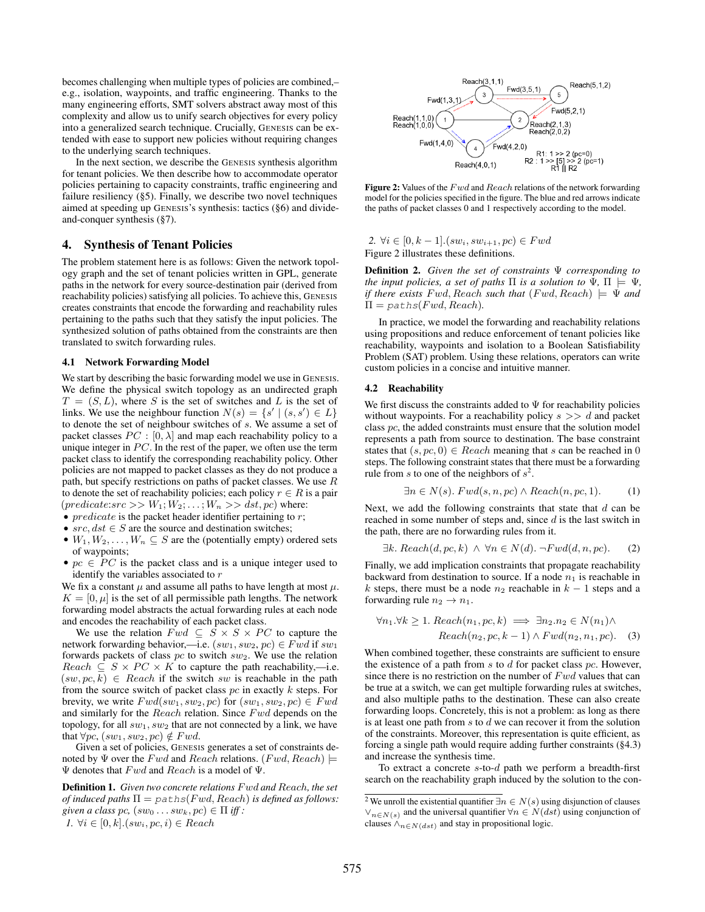becomes challenging when multiple types of policies are combined,– e.g., isolation, waypoints, and traffic engineering. Thanks to the many engineering efforts, SMT solvers abstract away most of this complexity and allow us to unify search objectives for every policy into a generalized search technique. Crucially, GENESIS can be extended with ease to support new policies without requiring changes to the underlying search techniques.

In the next section, we describe the GENESIS synthesis algorithm for tenant policies. We then describe how to accommodate operator policies pertaining to capacity constraints, traffic engineering and failure resiliency (§5). Finally, we describe two novel techniques aimed at speeding up GENESIS's synthesis: tactics (§6) and divide-and-conquer synthesis (§7).

## 4. Synthesis of Tenant Policies

The problem statement here is as follows: Given the network topology graph and the set of tenant policies written in GPL, generate paths in the network for every source-destination pair (derived from reachability policies) satisfying all policies. To achieve this, GENESIS creates constraints that encode the forwarding and reachability rules pertaining to the paths such that they satisfy the input policies. The synthesized solution of paths obtained from the constraints are then translated to switch forwarding rules.

### 4.1 Network Forwarding Model

We start by describing the basic forwarding model we use in GENESIS. We define the physical switch topology as an undirected graph $T = (S, L)$, where $S$ is the set of switches and $L$ is the set of links. We use the neighbour function $N(s) = \{s' \mid (s, s') \in L\}$ to denote the set of neighbour switches of $s$. We assume a set of packet classes $PC : [0, \lambda]$ and map each reachability policy to a unique integer in $PC$. In the rest of the paper, we often use the term packet class to identify the corresponding reachability policy. Other policies are not mapped to packet classes as they do not produce a path, but specify restrictions on paths of packet classes. We use $R$ to denote the set of reachability policies; each policy $r \in R$ is a pair $(predicate{:}src >> W_1; W_2; \ldots; W_n >> dst, pc)$ where:

- $predicate$ is the packet header identifier pertaining to $r$;
- $src, dst \in S$ are the source and destination switches;
- $W_1, W_2, \ldots, W_n \subseteq S$ are the (potentially empty) ordered sets of waypoints;
- $pc \in PC$ is the packet class and is a unique integer used to identify the variables associated to $r$

We fix a constant $\mu$ and assume all paths to have length at most $\mu$. $K = [0, \mu]$ is the set of all permissible path lengths. The network forwarding model abstracts the actual forwarding rules at each node and encodes the reachability of each packet class.

We use the relation $Fwd \subseteq S \times S \times PC$ to capture the network forwarding behavior,—i.e. $(sw_1, sw_2, pc) \in Fwd$ if $sw_1$ forwards packets of class $pc$ to switch $sw_2$. We use the relation $Reach \subseteq S \times PC \times K$ to capture the path reachability,—i.e. $(sw, pc, k) \in Reach$ if the switch $sw$ is reachable in the path from the source switch of packet class $pc$ in exactly $k$ steps. For brevity, we write $Fwd(sw_1, sw_2, pc)$ for $(sw_1, sw_2, pc) \in Fwd$ and similarly for the $Reach$ relation. Since $Fwd$ depends on the topology, for all $sw_1, sw_2$ that are not connected by a link, we have that $\forall pc, (sw_1, sw_2, pc) \notin Fwd$.

Given a set of policies, GENESIS generates a set of constraints denoted by $\Psi$ over the $Fwd$ and $Reach$ relations. $(Fwd, Reach) \models \Psi$ denotes that $Fwd$ and $Reach$ is a model of $\Psi$.

**Definition 1.** *Given two concrete relations $Fwd$ and Reach, the set of induced paths $\Pi = paths(Fwd, Reach)$ is defined as follows: given a class pc, $(sw_0 \ldots sw_k, pc) \in \Pi$ iff :*

1. $\forall i \in [0, k].(sw_i, pc, i) \in Reach$
2. $\forall i \in [0, k-1].(sw_i, sw_{i+1}, pc) \in Fwd$

Figure 2 illustrates these definitions.

Figure 2: Values of the $Fwd$ and $Reach$ relations of the network forwarding model for the policies specified in the figure. The blue and red arrows indicate the paths of packet classes 0 and 1 respectively according to the model.

**Definition 2.** *Given the set of constraints $\Psi$ corresponding to the input policies, a set of paths $\Pi$ is a solution to $\Psi$, $\Pi \models \Psi$, if there exists $Fwd, Reach$ such that $(Fwd, Reach) \models \Psi$ and $\Pi = paths(Fwd, Reach)$.*

In practice, we model the forwarding and reachability relations using propositions and reduce enforcement of tenant policies like reachability, waypoints and isolation to a Boolean Satisfiability Problem (SAT) problem. Using these relations, operators can write custom policies in a concise and intuitive manner.

### 4.2 Reachability

We first discuss the constraints added to $\Psi$ for reachability policies without waypoints. For a reachability policy $s >> d$ and packet class $pc$, the added constraints must ensure that the solution model represents a path from source to destination. The base constraint states that $(s, pc, 0) \in Reach$ meaning that $s$ can be reached in 0 steps. The following constraint states that there must be a forwarding rule from $s$ to one of the neighbors of $s$[2].

$$\exists n \in N(s).\ Fwd(s, n, pc) \wedge Reach(n, pc, 1). \tag{1}$$

Next, we add the following constraints that state that $d$ can be reached in some number of steps and, since $d$ is the last switch in the path, there are no forwarding rules from it.

$$\exists k.\ Reach(d, pc, k)\ \wedge\ \forall n \in N(d).\ \neg Fwd(d, n, pc). \tag{2}$$

Finally, we add implication constraints that propagate reachability backward from destination to source. If a node $n_1$ is reachable in $k$ steps, there must be a node $n_2$ reachable in $k-1$ steps and a forwarding rule $n_2 \to n_1$.

$$\forall n_1.\forall k \geq 1.\ Reach(n_1, pc, k) \implies \exists n_2.n_2 \in N(n_1) \wedge Reach(n_2, pc, k-1) \wedge Fwd(n_2, n_1, pc). \tag{3}$$

When combined together, these constraints are sufficient to ensure the existence of a path from $s$ to $d$ for packet class $pc$. However, since there is no restriction on the number of $Fwd$ values that can be true at a switch, we can get multiple forwarding rules at switches, and also multiple paths to the destination. These can also create forwarding loops. Concretely, this is not a problem: as long as there is at least one path from $s$ to $d$ we can recover it from the solution of the constraints. Moreover, this representation is quite efficient, as forcing a single path would require adding further constraints (§4.3) and increase the synthesis time.

To extract a concrete $s$-to-$d$ path we perform a breadth-first search on the reachability graph induced by the solution to the con-

[2] We unroll the existential quantifier $\exists n \in N(s)$ using disjunction of clauses $\vee_{n \in N(s)}$ and the universal quantifier $\forall n \in N(dst)$ using conjunction of clauses $\wedge_{n \in N(dst)}$ and stay in propositional logic.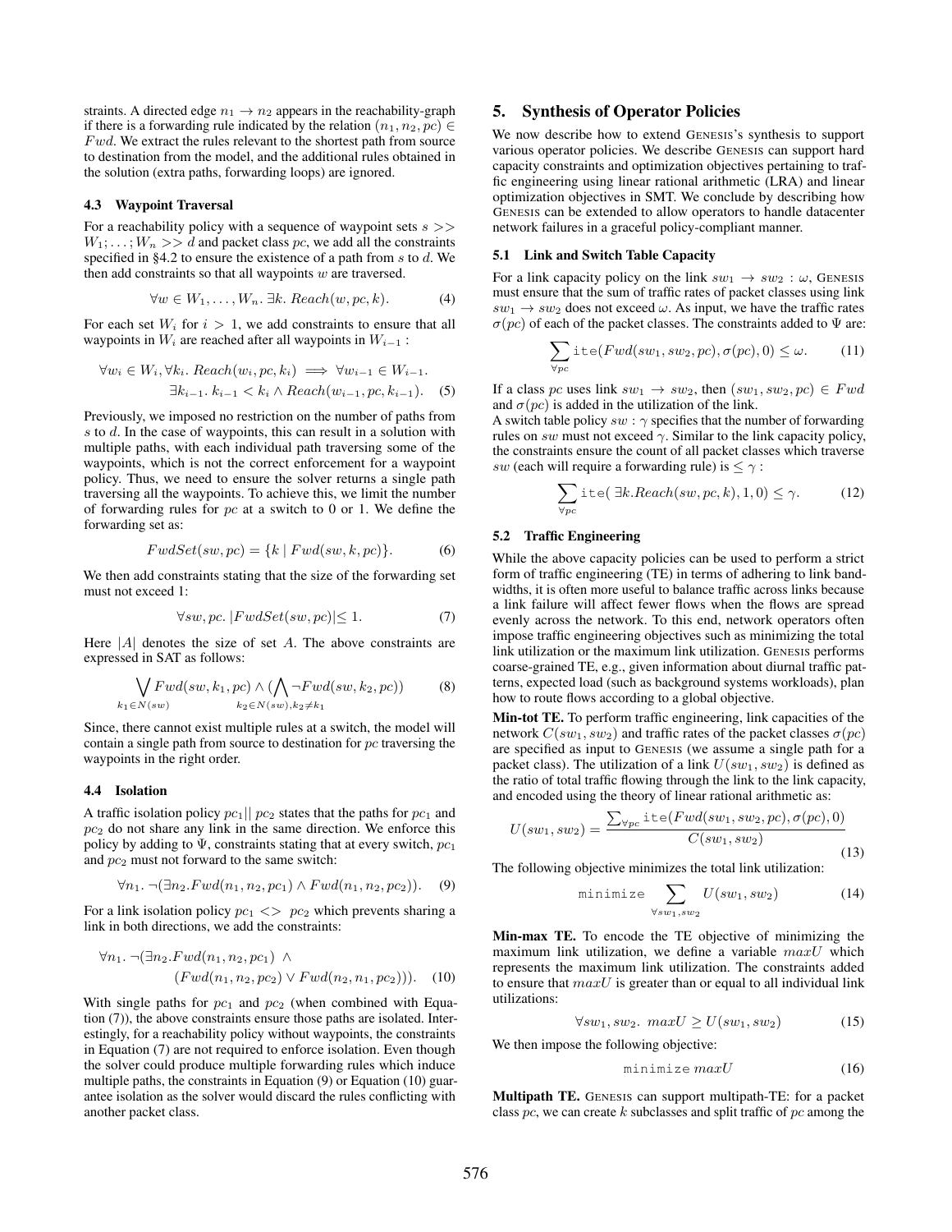straints. A directed edge $n_1 \rightarrow n_2$ appears in the reachability-graph if there is a forwarding rule indicated by the relation $(n_1, n_2, pc) \in Fwd$. We extract the rules relevant to the shortest path from source to destination from the model, and the additional rules obtained in the solution (extra paths, forwarding loops) are ignored.

### 4.3 Waypoint Traversal

For a reachability policy with a sequence of waypoint sets $s >> W_1; \dots; W_n >> d$ and packet class $pc$, we add all the constraints specified in §4.2 to ensure the existence of a path from $s$ to $d$. We then add constraints so that all waypoints $w$ are traversed.

$$\forall w \in W_1, \dots, W_n.\ \exists k.\ Reach(w, pc, k). \tag{4}$$

For each set $W_i$ for $i > 1$, we add constraints to ensure that all waypoints in $W_i$ are reached after all waypoints in $W_{i-1}$ :

$$\forall w_i \in W_i, \forall k_i.\ Reach(w_i, pc, k_i) \implies \forall w_{i-1} \in W_{i-1}.\ \exists k_{i-1}.\ k_{i-1} < k_i \wedge Reach(w_{i-1}, pc, k_{i-1}). \tag{5}$$

Previously, we imposed no restriction on the number of paths from $s$ to $d$. In the case of waypoints, this can result in a solution with multiple paths, with each individual path traversing some of the waypoints, which is not the correct enforcement for a waypoint policy. Thus, we need to ensure the solver returns a single path traversing all the waypoints. To achieve this, we limit the number of forwarding rules for $pc$ at a switch to 0 or 1. We define the forwarding set as:

$$FwdSet(sw, pc) = \{k \mid Fwd(sw, k, pc)\}. \tag{6}$$

We then add constraints stating that the size of the forwarding set must not exceed 1:

$$\forall sw, pc.\ |FwdSet(sw, pc)| \leq 1. \tag{7}$$

Here $|A|$ denotes the size of set $A$. The above constraints are expressed in SAT as follows:

$$\bigvee_{k_1 \in N(sw)} Fwd(sw, k_1, pc) \wedge \Big(\bigwedge_{k_2 \in N(sw), k_2 \neq k_1} \neg Fwd(sw, k_2, pc)\Big) \tag{8}$$

Since, there cannot exist multiple rules at a switch, the model will contain a single path from source to destination for $pc$ traversing the waypoints in the right order.

### 4.4 Isolation

A traffic isolation policy $pc_1 || \ pc_2$ states that the paths for $pc_1$ and $pc_2$ do not share any link in the same direction. We enforce this policy by adding to $\Psi$, constraints stating that at every switch, $pc_1$ and $pc_2$ must not forward to the same switch:

$$\forall n_1.\ \neg(\exists n_2. Fwd(n_1, n_2, pc_1) \wedge Fwd(n_1, n_2, pc_2)). \tag{9}$$

For a link isolation policy $pc_1 <> \ pc_2$ which prevents sharing a link in both directions, we add the constraints:

$$\forall n_1.\ \neg(\exists n_2. Fwd(n_1, n_2, pc_1) \wedge (Fwd(n_1, n_2, pc_2) \vee Fwd(n_2, n_1, pc_2))). \tag{10}$$

With single paths for $pc_1$ and $pc_2$ (when combined with Equation (7)), the above constraints ensure those paths are isolated. Interestingly, for a reachability policy without waypoints, the constraints in Equation (7) are not required to enforce isolation. Even though the solver could produce multiple forwarding rules which induce multiple paths, the constraints in Equation (9) or Equation (10) guarantee isolation as the solver would discard the rules conflicting with another packet class.

## 5. Synthesis of Operator Policies

We now describe how to extend GENESIS's synthesis to support various operator policies. We describe GENESIS can support hard capacity constraints and optimization objectives pertaining to traffic engineering using linear rational arithmetic (LRA) and linear optimization objectives in SMT. We conclude by describing how GENESIS can be extended to allow operators to handle datacenter network failures in a graceful policy-compliant manner.

### 5.1 Link and Switch Table Capacity

For a link capacity policy on the link $sw_1 \rightarrow sw_2 : \omega$, GENESIS must ensure that the sum of traffic rates of packet classes using link $sw_1 \rightarrow sw_2$ does not exceed $\omega$. As input, we have the traffic rates $\sigma(pc)$ of each of the packet classes. The constraints added to $\Psi$ are:

$$\sum_{\forall pc} \texttt{ite}(Fwd(sw_1, sw_2, pc), \sigma(pc), 0) \leq \omega. \tag{11}$$

If a class $pc$ uses link $sw_1 \rightarrow sw_2$, then $(sw_1, sw_2, pc) \in Fwd$ and $\sigma(pc)$ is added in the utilization of the link.

A switch table policy $sw : \gamma$ specifies that the number of forwarding rules on $sw$ must not exceed $\gamma$. Similar to the link capacity policy, the constraints ensure the count of all packet classes which traverse $sw$ (each will require a forwarding rule) is $\leq \gamma$ :

$$\sum_{\forall pc} \texttt{ite}(\ \exists k. Reach(sw, pc, k), 1, 0) \leq \gamma. \tag{12}$$

### 5.2 Traffic Engineering

While the above capacity policies can be used to perform a strict form of traffic engineering (TE) in terms of adhering to link bandwidths, it is often more useful to balance traffic across links because a link failure will affect fewer flows when the flows are spread evenly across the network. To this end, network operators often impose traffic engineering objectives such as minimizing the total link utilization or the maximum link utilization. GENESIS performs coarse-grained TE, e.g., given information about diurnal traffic patterns, expected load (such as background systems workloads), plan how to route flows according to a global objective.

**Min-tot TE.** To perform traffic engineering, link capacities of the network $C(sw_1, sw_2)$ and traffic rates of the packet classes $\sigma(pc)$ are specified as input to GENESIS (we assume a single path for a packet class). The utilization of a link $U(sw_1, sw_2)$ is defined as the ratio of total traffic flowing through the link to the link capacity, and encoded using the theory of linear rational arithmetic as:

$$U(sw_1, sw_2) = \frac{\sum_{\forall pc} \texttt{ite}(Fwd(sw_1, sw_2, pc), \sigma(pc), 0)}{C(sw_1, sw_2)} \tag{13}$$

The following objective minimizes the total link utilization:

$$\texttt{minimize} \sum_{\forall sw_1, sw_2} U(sw_1, sw_2) \tag{14}$$

**Min-max TE.** To encode the TE objective of minimizing the maximum link utilization, we define a variable $maxU$ which represents the maximum link utilization. The constraints added to ensure that $maxU$ is greater than or equal to all individual link utilizations:

$$\forall sw_1, sw_2.\ maxU \geq U(sw_1, sw_2) \tag{15}$$

We then impose the following objective:

$$\texttt{minimize}\ maxU \tag{16}$$

**Multipath TE.** GENESIS can support multipath-TE: for a packet class $pc$, we can create $k$ subclasses and split traffic of $pc$ among the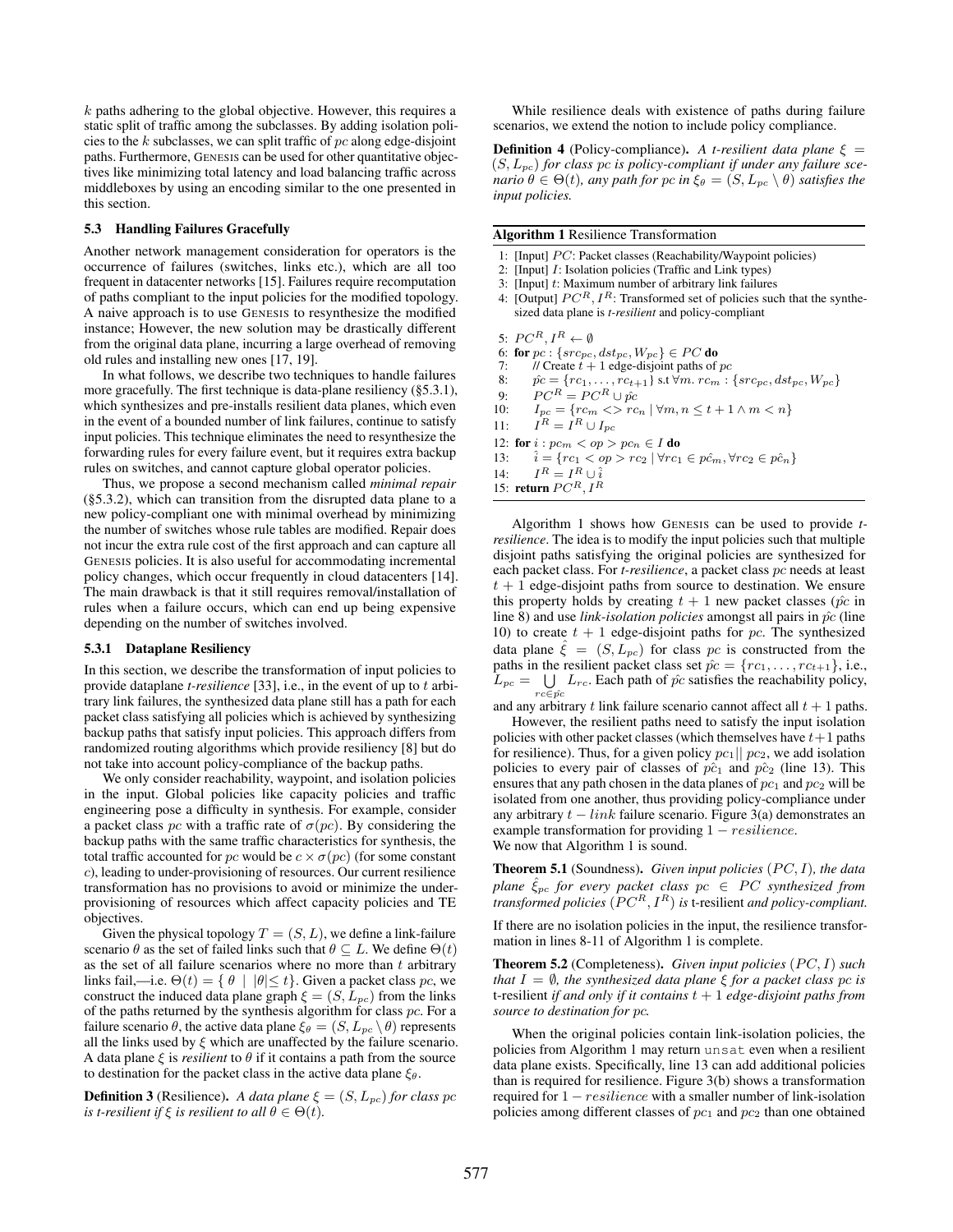$k$ paths adhering to the global objective. However, this requires a static split of traffic among the subclasses. By adding isolation policies to the $k$ subclasses, we can split traffic of $pc$ along edge-disjoint paths. Furthermore, GENESIS can be used for other quantitative objectives like minimizing total latency and load balancing traffic across middleboxes by using an encoding similar to the one presented in this section.

### 5.3 Handling Failures Gracefully

Another network management consideration for operators is the occurrence of failures (switches, links etc.), which are all too frequent in datacenter networks [15]. Failures require recomputation of paths compliant to the input policies for the modified topology. A naive approach is to use GENESIS to resynthesize the modified instance; However, the new solution may be drastically different from the original data plane, incurring a large overhead of removing old rules and installing new ones [17, 19].

In what follows, we describe two techniques to handle failures more gracefully. The first technique is data-plane resiliency (§5.3.1), which synthesizes and pre-installs resilient data planes, which even in the event of a bounded number of link failures, continue to satisfy input policies. This technique eliminates the need to resynthesize the forwarding rules for every failure event, but it requires extra backup rules on switches, and cannot capture global operator policies.

Thus, we propose a second mechanism called *minimal repair* (§5.3.2), which can transition from the disrupted data plane to a new policy-compliant one with minimal overhead by minimizing the number of switches whose rule tables are modified. Repair does not incur the extra rule cost of the first approach and can capture all GENESIS policies. It is also useful for accommodating incremental policy changes, which occur frequently in cloud datacenters [14]. The main drawback is that it still requires removal/installation of rules when a failure occurs, which can end up being expensive depending on the number of switches involved.

#### 5.3.1 Dataplane Resiliency

In this section, we describe the transformation of input policies to provide dataplane *t-resilience* [33], i.e., in the event of up to $t$ arbitrary link failures, the synthesized data plane still has a path for each packet class satisfying all policies which is achieved by synthesizing backup paths that satisfy input policies. This approach differs from randomized routing algorithms which provide resiliency [8] but do not take into account policy-compliance of the backup paths.

We only consider reachability, waypoint, and isolation policies in the input. Global policies like capacity policies and traffic engineering pose a difficulty in synthesis. For example, consider a packet class $pc$ with a traffic rate of $\sigma(pc)$. By considering the backup paths with the same traffic characteristics for synthesis, the total traffic accounted for $pc$ would be $c \times \sigma(pc)$ (for some constant $c$), leading to under-provisioning of resources. Our current resilience transformation has no provisions to avoid or minimize the under-provisioning of resources which affect capacity policies and TE objectives.

Given the physical topology $T = (S, L)$, we define a link-failure scenario $\theta$ as the set of failed links such that $\theta \subseteq L$. We define $\Theta(t)$ as the set of all failure scenarios where no more than $t$ arbitrary links fail,—i.e. $\Theta(t) = \{ \theta \mid |\theta| \leq t\}$. Given a packet class $pc$, we construct the induced data plane graph $\xi = (S, L_{pc})$ from the links of the paths returned by the synthesis algorithm for class $pc$. For a failure scenario $\theta$, the active data plane $\xi_\theta = (S, L_{pc} \setminus \theta)$ represents all the links used by $\xi$ which are unaffected by the failure scenario. A data plane $\xi$ is *resilient* to $\theta$ if it contains a path from the source to destination for the packet class in the active data plane $\xi_\theta$.

**Definition 3** (Resilience). *A data plane $\xi = (S, L_{pc})$ for class $pc$ is t-resilient if $\xi$ is resilient to all $\theta \in \Theta(t)$.*

While resilience deals with existence of paths during failure scenarios, we extend the notion to include policy compliance.

**Definition 4** (Policy-compliance). *A t-resilient data plane $\xi = (S, L_{pc})$ for class $pc$ is policy-compliant if under any failure scenario $\theta \in \Theta(t)$, any path for $pc$ in $\xi_\theta = (S, L_{pc} \setminus \theta)$ satisfies the input policies.*

**Algorithm 1** Resilience Transformation

```
1: [Input] PC: Packet classes (Reachability/Waypoint policies)
2: [Input] I: Isolation policies (Traffic and Link types)
3: [Input] t: Maximum number of arbitrary link failures
4: [Output] PC^R, I^R: Transformed set of policies such that the synthesized data plane is t-resilient and policy-compliant

5: PC^R, I^R ← ∅
6: for pc : {src_pc, dst_pc, W_pc} ∈ PC do
7:     // Create t+1 edge-disjoint paths of pc
8:     p̂c = {rc_1, ..., rc_{t+1}} s.t ∀m. rc_m : {src_pc, dst_pc, W_pc}
9:     PC^R = PC^R ∪ p̂c
10:    I_pc = {rc_m <> rc_n | ∀m, n ≤ t+1 ∧ m < n}
11:    I^R = I^R ∪ I_pc
12: for i : pc_m < op > pc_n ∈ I do
13:    î = {rc_1 < op > rc_2 | ∀rc_1 ∈ p̂c_m, ∀rc_2 ∈ p̂c_n}
14:    I^R = I^R ∪ î
15: return PC^R, I^R
```

Algorithm 1 shows how GENESIS can be used to provide *t-resilience*. The idea is to modify the input policies such that multiple disjoint paths satisfying the original policies are synthesized for each packet class. For *t-resilience*, a packet class $pc$ needs at least $t + 1$ edge-disjoint paths from source to destination. We ensure this property holds by creating $t + 1$ new packet classes ($\hat{pc}$ in line 8) and use *link-isolation policies* amongst all pairs in $\hat{pc}$ (line 10) to create $t + 1$ edge-disjoint paths for $pc$. The synthesized data plane $\hat{\xi} = (S, L_{pc})$ for class $pc$ is constructed from the paths in the resilient packet class set $\hat{pc} = \{rc_1, \ldots, rc_{t+1}\}$, i.e., $L_{pc} = \bigcup_{rc \in \hat{pc}} L_{rc}$. Each path of $\hat{pc}$ satisfies the reachability policy, and any arbitrary $t$ link failure scenario cannot affect all $t + 1$ paths.

However, the resilient paths need to satisfy the input isolation policies with other packet classes (which themselves have $t+1$ paths for resilience). Thus, for a given policy $pc_1 || pc_2$, we add isolation policies to every pair of classes of $\hat{pc}_1$ and $\hat{pc}_2$ (line 13). This ensures that any path chosen in the data planes of $pc_1$ and $pc_2$ will be isolated from one another, thus providing policy-compliance under any arbitrary $t - link$ failure scenario. Figure 3(a) demonstrates an example transformation for providing $1 - resilience$.
We now that Algorithm 1 is sound.

**Theorem 5.1** (Soundness). *Given input policies $(PC, I)$, the data plane $\hat{\xi}_{pc}$ for every packet class $pc \in PC$ synthesized from transformed policies $(PC^R, I^R)$ is* t-resilient *and policy-compliant.*

If there are no isolation policies in the input, the resilience transformation in lines 8-11 of Algorithm 1 is complete.

**Theorem 5.2** (Completeness). *Given input policies $(PC, I)$ such that $I = \emptyset$, the synthesized data plane $\xi$ for a packet class $pc$ is* t-resilient *if and only if it contains $t + 1$ edge-disjoint paths from source to destination for $pc$.*

When the original policies contain link-isolation policies, the policies from Algorithm 1 may return `unsat` even when a resilient data plane exists. Specifically, line 13 can add additional policies than is required for resilience. Figure 3(b) shows a transformation required for $1 - resilience$ with a smaller number of link-isolation policies among different classes of $pc_1$ and $pc_2$ than one obtained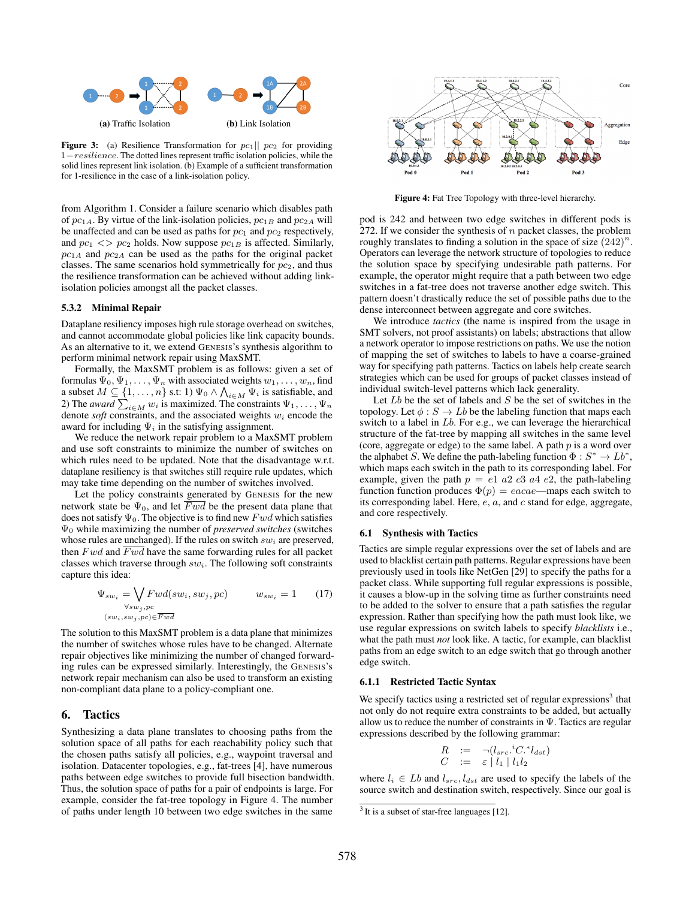**(a)** Traffic Isolation  **(b)** Link Isolation

**Figure 3:** (a) Resilience Transformation for $pc_1 || pc_2$ for providing $1-resilience$. The dotted lines represent traffic isolation policies, while the solid lines represent link isolation. (b) Example of a sufficient transformation for 1-resilience in the case of a link-isolation policy.

from Algorithm 1. Consider a failure scenario which disables path of $pc_{1A}$. By virtue of the link-isolation policies, $pc_{1B}$ and $pc_{2A}$ will be unaffected and can be used as paths for $pc_1$ and $pc_2$ respectively, and $pc_1 <> pc_2$ holds. Now suppose $pc_{1B}$ is affected. Similarly, $pc_{1A}$ and $pc_{2A}$ can be used as the paths for the original packet classes. The same scenarios hold symmetrically for $pc_2$, and thus the resilience transformation can be achieved without adding link-isolation policies amongst all the packet classes.

### 5.3.2 Minimal Repair

Dataplane resiliency imposes high rule storage overhead on switches, and cannot accommodate global policies like link capacity bounds. As an alternative to it, we extend GENESIS's synthesis algorithm to perform minimal network repair using MaxSMT.

Formally, the MaxSMT problem is as follows: given a set of formulas $\Psi_0, \Psi_1, \ldots, \Psi_n$ with associated weights $w_1, \ldots, w_n$, find a subset $M \subseteq \{1, \ldots, n\}$ s.t: 1) $\Psi_0 \wedge \bigwedge_{i \in M} \Psi_i$ is satisfiable, and 2) The *award* $\sum_{i \in M} w_i$ is maximized. The constraints $\Psi_1, \ldots, \Psi_n$ denote *soft* constraints, and the associated weights $w_i$ encode the award for including $\Psi_i$ in the satisfying assignment.

We reduce the network repair problem to a MaxSMT problem and use soft constraints to minimize the number of switches on which rules need to be updated. Note that the disadvantage w.r.t. dataplane resiliency is that switches still require rule updates, which may take time depending on the number of switches involved.

Let the policy constraints generated by GENESIS for the new network state be $\Psi_0$, and let $\overline{Fwd}$ be the present data plane that does not satisfy $\Psi_0$. The objective is to find new $Fwd$ which satisfies $\Psi_0$ while maximizing the number of *preserved switches* (switches whose rules are unchanged). If the rules on switch $sw_i$ are preserved, then $Fwd$ and $\overline{Fwd}$ have the same forwarding rules for all packet classes which traverse through $sw_i$. The following soft constraints capture this idea:

$$\Psi_{sw_i} = \bigvee_{\substack{\forall sw_j, pc \\ (sw_i, sw_j, pc) \in \overline{Fwd}}} Fwd(sw_i, sw_j, pc) \qquad w_{sw_i} = 1 \tag{17}$$

The solution to this MaxSMT problem is a data plane that minimizes the number of switches whose rules have to be changed. Alternate repair objectives like minimizing the number of changed forwarding rules can be expressed similarly. Interestingly, the GENESIS's network repair mechanism can also be used to transform an existing non-compliant data plane to a policy-compliant one.

## 6. Tactics

Synthesizing a data plane translates to choosing paths from the solution space of all paths for each reachability policy such that the chosen paths satisfy all policies, e.g., waypoint traversal and isolation. Datacenter topologies, e.g., fat-trees [4], have numerous paths between edge switches to provide full bisection bandwidth. Thus, the solution space of paths for a pair of endpoints is large. For example, consider the fat-tree topology in Figure 4. The number of paths under length 10 between two edge switches in the same

**Figure 4:** Fat Tree Topology with three-level hierarchy.

pod is 242 and between two edge switches in different pods is 272. If we consider the synthesis of $n$ packet classes, the problem roughly translates to finding a solution in the space of size $(242)^n$. Operators can leverage the network structure of topologies to reduce the solution space by specifying undesirable path patterns. For example, the operator might require that a path between two edge switches in a fat-tree does not traverse another edge switch. This pattern doesn't drastically reduce the set of possible paths due to the dense interconnect between aggregate and core switches.

We introduce *tactics* (the name is inspired from the usage in SMT solvers, not proof assistants) on labels; abstractions that allow a network operator to impose restrictions on paths. We use the notion of mapping the set of switches to labels to have a coarse-grained way for specifying path patterns. Tactics on labels help create search strategies which can be used for groups of packet classes instead of individual switch-level patterns which lack generality.

Let $Lb$ be the set of labels and $S$ be the set of switches in the topology. Let $\phi : S \rightarrow Lb$ be the labeling function that maps each switch to a label in $Lb$. For e.g., we can leverage the hierarchical structure of the fat-tree by mapping all switches in the same level (core, aggregate or edge) to the same label. A path $p$ is a word over the alphabet $S$. We define the path-labeling function $\Phi : S^* \rightarrow Lb^*$, which maps each switch in the path to its corresponding label. For example, given the path $p = e1\ a2\ c3\ a4\ e2$, the path-labeling function function produces $\Phi(p) = eacae$—maps each switch to its corresponding label. Here, $e$, $a$, and $c$ stand for edge, aggregate, and core respectively.

## 6.1 Synthesis with Tactics

Tactics are simple regular expressions over the set of labels and are used to blacklist certain path patterns. Regular expressions have been previously used in tools like NetGen [29] to specify the paths for a packet class. While supporting full regular expressions is possible, it causes a blow-up in the solving time as further constraints need to be added to the solver to ensure that a path satisfies the regular expression. Rather than specifying how the path must look like, we use regular expressions on switch labels to specify *blacklists* i.e., what the path must *not* look like. A tactic, for example, can blacklist paths from an edge switch to an edge switch that go through another edge switch.

### 6.1.1 Restricted Tactic Syntax

We specify tactics using a restricted set of regular expressions[3] that not only do not require extra constraints to be added, but actually allow us to reduce the number of constraints in $\Psi$. Tactics are regular expressions described by the following grammar:

$$\begin{array}{rcl} R & := & \neg(l_{src}.{}^{i}C.{}^{*}l_{dst}) \\ C & := & \varepsilon \mid l_1 \mid l_1 l_2 \end{array}$$

where $l_i \in Lb$ and $l_{src}, l_{dst}$ are used to specify the labels of the source switch and destination switch, respectively. Since our goal is

[3] It is a subset of star-free languages [12].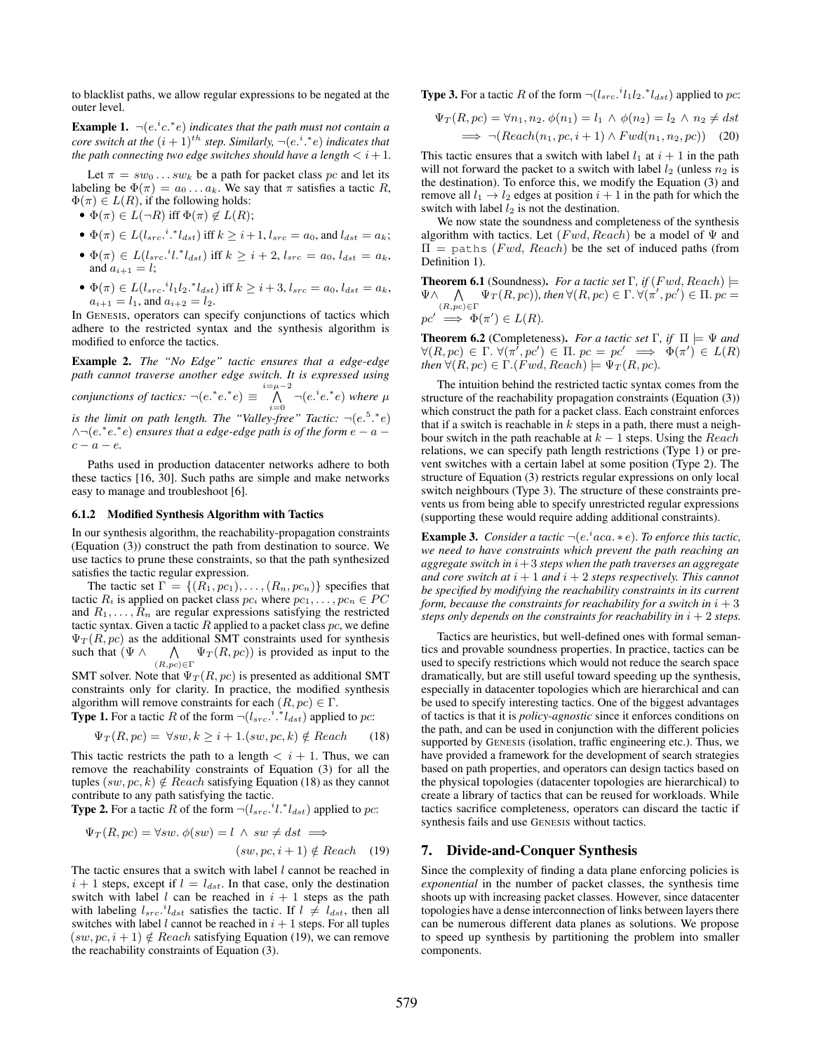to blacklist paths, we allow regular expressions to be negated at the outer level.

**Example 1.** *$\neg(e.^i c.^* e)$ indicates that the path must not contain a core switch at the $(i+1)^{th}$ step. Similarly, $\neg(e.^i .^* e)$ indicates that the path connecting two edge switches should have a length $< i+1$.*

Let $\pi = sw_0 \ldots sw_k$ be a path for packet class $pc$ and let its labeling be $\Phi(\pi) = a_0 \ldots a_k$. We say that $\pi$ satisfies a tactic $R$, $\Phi(\pi) \in L(R)$, if the following holds:

- $\Phi(\pi) \in L(\neg R)$ iff $\Phi(\pi) \notin L(R)$;
- $\Phi(\pi) \in L(l_{src}.^i.^* l_{dst})$ iff $k \geq i+1$, $l_{src} = a_0$, and $l_{dst} = a_k$;
- $\Phi(\pi) \in L(l_{src}.^i l.^* l_{dst})$ iff $k \geq i+2$, $l_{src} = a_0$, $l_{dst} = a_k$, and $a_{i+1} = l$;
- $\Phi(\pi) \in L(l_{src}.^i l_1 l_2.^* l_{dst})$ iff $k \geq i+3$, $l_{src} = a_0$, $l_{dst} = a_k$, $a_{i+1} = l_1$, and $a_{i+2} = l_2$.

In GENESIS, operators can specify conjunctions of tactics which adhere to the restricted syntax and the synthesis algorithm is modified to enforce the tactics.

**Example 2.** *The "No Edge" tactic ensures that a edge-edge path cannot traverse another edge switch. It is expressed using conjunctions of tactics: $\neg(e.^* e.^* e) \equiv \bigwedge_{i=0}^{i=\mu-2} \neg(e.^i e.^* e)$ where $\mu$ is the limit on path length. The "Valley-free" Tactic: $\neg(e.^5.^* e) \wedge \neg(e.^* e.^* e)$ ensures that a edge-edge path is of the form $e - a - c - a - e$.*

Paths used in production datacenter networks adhere to both these tactics [16, 30]. Such paths are simple and make networks easy to manage and troubleshoot [6].

### 6.1.2 Modified Synthesis Algorithm with Tactics

In our synthesis algorithm, the reachability-propagation constraints (Equation (3)) construct the path from destination to source. We use tactics to prune these constraints, so that the path synthesized satisfies the tactic regular expression.

The tactic set $\Gamma = \{(R_1, pc_1), \ldots, (R_n, pc_n)\}$ specifies that tactic $R_i$ is applied on packet class $pc_i$ where $pc_1, \ldots, pc_n \in PC$ and $R_1, \ldots, R_n$ are regular expressions satisfying the restricted tactic syntax. Given a tactic $R$ applied to a packet class $pc$, we define $\Psi_T(R, pc)$ as the additional SMT constraints used for synthesis such that $(\Psi \wedge \bigwedge_{(R,pc)\in\Gamma} \Psi_T(R, pc))$ is provided as input to the SMT solver. Note that $\Psi_T(R, pc)$ is presented as additional SMT constraints only for clarity. In practice, the modified synthesis algorithm will remove constraints for each $(R, pc) \in \Gamma$.

**Type 1.** For a tactic $R$ of the form $\neg(l_{src}.^i.^* l_{dst})$ applied to $pc$:

$$\Psi_T(R, pc) = \forall sw, k \geq i+1. (sw, pc, k) \notin Reach \qquad (18)$$

This tactic restricts the path to a length $< i+1$. Thus, we can remove the reachability constraints of Equation (3) for all the tuples $(sw, pc, k) \notin Reach$ satisfying Equation (18) as they cannot contribute to any path satisfying the tactic.

**Type 2.** For a tactic $R$ of the form $\neg(l_{src}.^i l.^* l_{dst})$ applied to $pc$:

$$\Psi_T(R, pc) = \forall sw.\ \phi(sw) = l \ \wedge\ sw \neq dst \implies (sw, pc, i+1) \notin Reach \qquad (19)$$

The tactic ensures that a switch with label $l$ cannot be reached in $i+1$ steps, except if $l = l_{dst}$. In that case, only the destination switch with label $l$ can be reached in $i+1$ steps as the path with labeling $l_{src}.^i l_{dst}$ satisfies the tactic. If $l \neq l_{dst}$, then all switches with label $l$ cannot be reached in $i+1$ steps. For all tuples $(sw, pc, i+1) \notin Reach$ satisfying Equation (19), we can remove the reachability constraints of Equation (3).

**Type 3.** For a tactic $R$ of the form $\neg(l_{src}.^i l_1 l_2.^* l_{dst})$ applied to $pc$:

$$\Psi_T(R, pc) = \forall n_1, n_2.\ \phi(n_1) = l_1 \ \wedge\ \phi(n_2) = l_2 \ \wedge\ n_2 \neq dst \implies \neg(Reach(n_1, pc, i+1) \wedge Fwd(n_1, n_2, pc)) \qquad (20)$$

This tactic ensures that a switch with label $l_1$ at $i+1$ in the path will not forward the packet to a switch with label $l_2$ (unless $n_2$ is the destination). To enforce this, we modify the Equation (3) and remove all $l_1 \to l_2$ edges at position $i+1$ in the path for which the switch with label $l_2$ is not the destination.

We now state the soundness and completeness of the synthesis algorithm with tactics. Let $(Fwd, Reach)$ be a model of $\Psi$ and $\Pi = \texttt{paths}\ (Fwd,\ Reach)$ be the set of induced paths (from Definition 1).

**Theorem 6.1** (Soundness). *For a tactic set $\Gamma$, if $(Fwd, Reach) \models \Psi \wedge \bigwedge_{(R,pc)\in\Gamma} \Psi_T(R, pc))$, then $\forall (R, pc) \in \Gamma.\ \forall (\pi', pc') \in \Pi.\ pc = pc' \implies \Phi(\pi') \in L(R)$.*

**Theorem 6.2** (Completeness). *For a tactic set $\Gamma$, if $\Pi \models \Psi$ and $\forall (R, pc) \in \Gamma.\ \forall (\pi', pc') \in \Pi.\ pc = pc' \implies \Phi(\pi') \in L(R)$ then $\forall (R, pc) \in \Gamma.(Fwd, Reach) \models \Psi_T(R, pc)$.*

The intuition behind the restricted tactic syntax comes from the structure of the reachability propagation constraints (Equation (3)) which construct the path for a packet class. Each constraint enforces that if a switch is reachable in $k$ steps in a path, there must a neighbour switch in the path reachable at $k-1$ steps. Using the $Reach$ relations, we can specify path length restrictions (Type 1) or prevent switches with a certain label at some position (Type 2). The structure of Equation (3) restricts regular expressions on only local switch neighbours (Type 3). The structure of these constraints prevents us from being able to specify unrestricted regular expressions (supporting these would require adding additional constraints).

**Example 3.** *Consider a tactic $\neg(e.^i aca.*e)$. To enforce this tactic, we need to have constraints which prevent the path reaching an aggregate switch in $i+3$ steps when the path traverses an aggregate and core switch at $i+1$ and $i+2$ steps respectively. This cannot be specified by modifying the reachability constraints in its current form, because the constraints for reachability for a switch in $i+3$ steps only depends on the constraints for reachability in $i+2$ steps.*

Tactics are heuristics, but well-defined ones with formal semantics and provable soundness properties. In practice, tactics can be used to specify restrictions which would not reduce the search space dramatically, but are still useful toward speeding up the synthesis, especially in datacenter topologies which are hierarchical and can be used to specify interesting tactics. One of the biggest advantages of tactics is that it is *policy-agnostic* since it enforces conditions on the path, and can be used in conjunction with the different policies supported by GENESIS (isolation, traffic engineering etc.). Thus, we have provided a framework for the development of search strategies based on path properties, and operators can design tactics based on the physical topologies (datacenter topologies are hierarchical) to create a library of tactics that can be reused for workloads. While tactics sacrifice completeness, operators can discard the tactic if synthesis fails and use GENESIS without tactics.

## 7. Divide-and-Conquer Synthesis

Since the complexity of finding a data plane enforcing policies is *exponential* in the number of packet classes, the synthesis time shoots up with increasing packet classes. However, since datacenter topologies have a dense interconnection of links between layers there can be numerous different data planes as solutions. We propose to speed up synthesis by partitioning the problem into smaller components.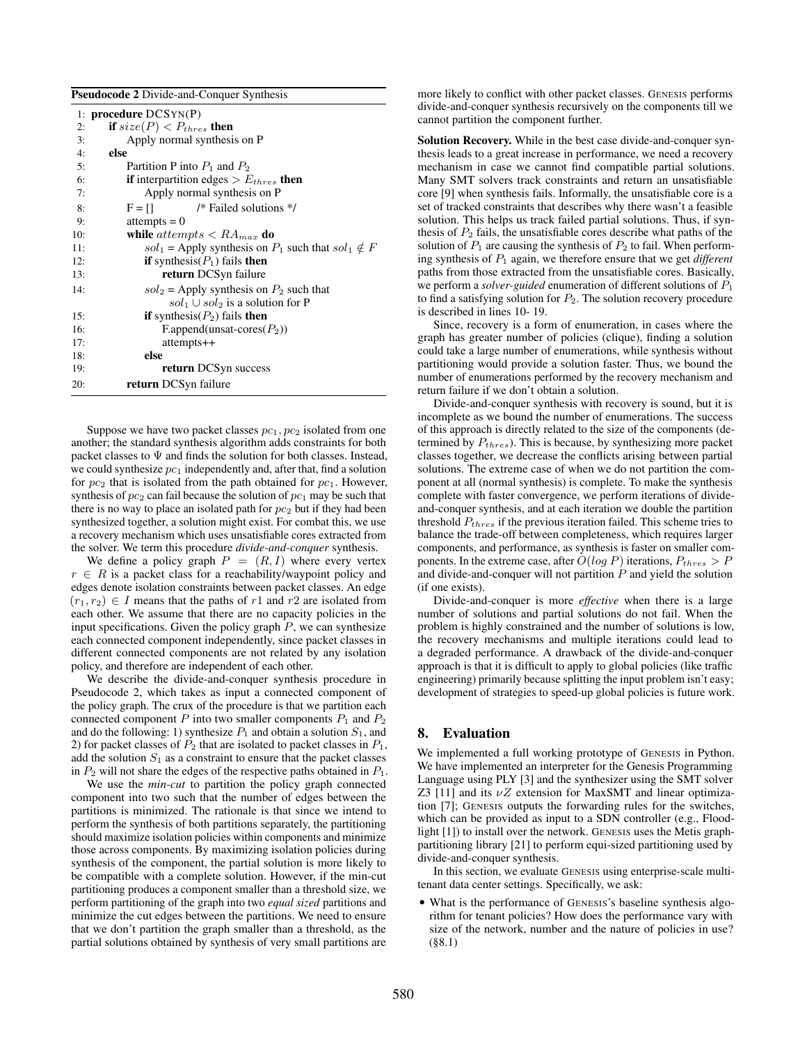**Pseudocode 2** Divide-and-Conquer Synthesis

```
1:  procedure DCSYN(P)
2:      if size(P) < P_thres then
3:          Apply normal synthesis on P
4:      else
5:          Partition P into P_1 and P_2
6:          if interpartition edges > E_thres then
7:              Apply normal synthesis on P
8:          F = []            /* Failed solutions */
9:          attempts = 0
10:         while attempts < RA_max do
11:             sol_1 = Apply synthesis on P_1 such that sol_1 ∉ F
12:             if synthesis(P_1) fails then
13:                 return DCSyn failure
14:             sol_2 = Apply synthesis on P_2 such that
                    sol_1 ∪ sol_2 is a solution for P
15:             if synthesis(P_2) fails then
16:                 F.append(unsat-cores(P_2))
17:                 attempts++
18:             else
19:                 return DCSyn success
20:         return DCSyn failure
```

Suppose we have two packet classes $pc_1, pc_2$ isolated from one another; the standard synthesis algorithm adds constraints for both packet classes to $\Psi$ and finds the solution for both classes. Instead, we could synthesize $pc_1$ independently and, after that, find a solution for $pc_2$ that is isolated from the path obtained for $pc_1$. However, synthesis of $pc_2$ can fail because the solution of $pc_1$ may be such that there is no way to place an isolated path for $pc_2$ but if they had been synthesized together, a solution might exist. For combat this, we use a recovery mechanism which uses unsatisfiable cores extracted from the solver. We term this procedure *divide-and-conquer* synthesis.

We define a policy graph $P = (R, I)$ where every vertex $r \in R$ is a packet class for a reachability/waypoint policy and edges denote isolation constraints between packet classes. An edge $(r_1, r_2) \in I$ means that the paths of $r1$ and $r2$ are isolated from each other. We assume that there are no capacity policies in the input specifications. Given the policy graph $P$, we can synthesize each connected component independently, since packet classes in different connected components are not related by any isolation policy, and therefore are independent of each other.

We describe the divide-and-conquer synthesis procedure in Pseudocode 2, which takes as input a connected component of the policy graph. The crux of the procedure is that we partition each connected component $P$ into two smaller components $P_1$ and $P_2$ and do the following: 1) synthesize $P_1$ and obtain a solution $S_1$, and 2) for packet classes of $P_2$ that are isolated to packet classes in $P_1$, add the solution $S_1$ as a constraint to ensure that the packet classes in $P_2$ will not share the edges of the respective paths obtained in $P_1$.

We use the *min-cut* to partition the policy graph connected component into two such that the number of edges between the partitions is minimized. The rationale is that since we intend to perform the synthesis of both partitions separately, the partitioning should maximize isolation policies within components and minimize those across components. By maximizing isolation policies during synthesis of the component, the partial solution is more likely to be compatible with a complete solution. However, if the min-cut partitioning produces a component smaller than a threshold size, we perform partitioning of the graph into two *equal sized* partitions and minimize the cut edges between the partitions. We need to ensure that we don't partition the graph smaller than a threshold, as the partial solutions obtained by synthesis of very small partitions are more likely to conflict with other packet classes. GENESIS performs divide-and-conquer synthesis recursively on the components till we cannot partition the component further.

**Solution Recovery.** While in the best case divide-and-conquer synthesis leads to a great increase in performance, we need a recovery mechanism in case we cannot find compatible partial solutions. Many SMT solvers track constraints and return an unsatisfiable core [9] when synthesis fails. Informally, the unsatisfiable core is a set of tracked constraints that describes why there wasn't a feasible solution. This helps us track failed partial solutions. Thus, if synthesis of $P_2$ fails, the unsatisfiable cores describe what paths of the solution of $P_1$ are causing the synthesis of $P_2$ to fail. When performing synthesis of $P_1$ again, we therefore ensure that we get *different* paths from those extracted from the unsatisfiable cores. Basically, we perform a *solver-guided* enumeration of different solutions of $P_1$ to find a satisfying solution for $P_2$. The solution recovery procedure is described in lines 10- 19.

Since, recovery is a form of enumeration, in cases where the graph has greater number of policies (clique), finding a solution could take a large number of enumerations, while synthesis without partitioning would provide a solution faster. Thus, we bound the number of enumerations performed by the recovery mechanism and return failure if we don't obtain a solution.

Divide-and-conquer synthesis with recovery is sound, but it is incomplete as we bound the number of enumerations. The success of this approach is directly related to the size of the components (determined by $P_{thres}$). This is because, by synthesizing more packet classes together, we decrease the conflicts arising between partial solutions. The extreme case of when we do not partition the component at all (normal synthesis) is complete. To make the synthesis complete with faster convergence, we perform iterations of divide-and-conquer synthesis, and at each iteration we double the partition threshold $P_{thres}$ if the previous iteration failed. This scheme tries to balance the trade-off between completeness, which requires larger components, and performance, as synthesis is faster on smaller components. In the extreme case, after $O(log\ P)$ iterations, $P_{thres} > P$ and divide-and-conquer will not partition $P$ and yield the solution (if one exists).

Divide-and-conquer is more *effective* when there is a large number of solutions and partial solutions do not fail. When the problem is highly constrained and the number of solutions is low, the recovery mechanisms and multiple iterations could lead to a degraded performance. A drawback of the divide-and-conquer approach is that it is difficult to apply to global policies (like traffic engineering) primarily because splitting the input problem isn't easy; development of strategies to speed-up global policies is future work.

## 8. Evaluation

We implemented a full working prototype of GENESIS in Python. We have implemented an interpreter for the Genesis Programming Language using PLY [3] and the synthesizer using the SMT solver Z3 [11] and its $\nu Z$ extension for MaxSMT and linear optimization [7]; GENESIS outputs the forwarding rules for the switches, which can be provided as input to a SDN controller (e.g., Floodlight [1]) to install over the network. GENESIS uses the Metis graph-partitioning library [21] to perform equi-sized partitioning used by divide-and-conquer synthesis.

In this section, we evaluate GENESIS using enterprise-scale multi-tenant data center settings. Specifically, we ask:

- What is the performance of GENESIS's baseline synthesis algorithm for tenant policies? How does the performance vary with size of the network, number and the nature of policies in use? (§8.1)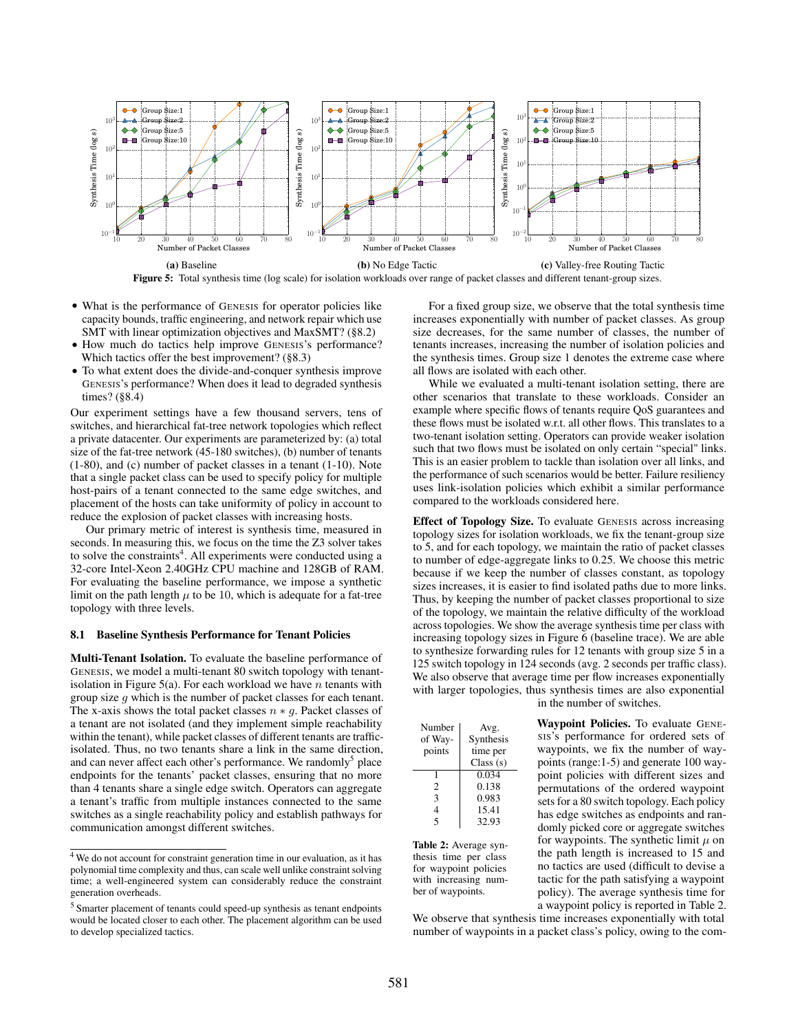**Figure 5:** Total synthesis time (log scale) for isolation workloads over range of packet classes and different tenant-group sizes.

(a) Baseline (b) No Edge Tactic (c) Valley-free Routing Tactic

- What is the performance of GENESIS for operator policies like capacity bounds, traffic engineering, and network repair which use SMT with linear optimization objectives and MaxSMT? (§8.2)
- How much do tactics help improve GENESIS's performance? Which tactics offer the best improvement? (§8.3)
- To what extent does the divide-and-conquer synthesis improve GENESIS's performance? When does it lead to degraded synthesis times? (§8.4)

Our experiment settings have a few thousand servers, tens of switches, and hierarchical fat-tree network topologies which reflect a private datacenter. Our experiments are parameterized by: (a) total size of the fat-tree network (45-180 switches), (b) number of tenants (1-80), and (c) number of packet classes in a tenant (1-10). Note that a single packet class can be used to specify policy for multiple host-pairs of a tenant connected to the same edge switches, and placement of the hosts can take uniformity of policy in account to reduce the explosion of packet classes with increasing hosts.

Our primary metric of interest is synthesis time, measured in seconds. In measuring this, we focus on the time the Z3 solver takes to solve the constraints[4]. All experiments were conducted using a 32-core Intel-Xeon 2.40GHz CPU machine and 128GB of RAM. For evaluating the baseline performance, we impose a synthetic limit on the path length $\mu$ to be 10, which is adequate for a fat-tree topology with three levels.

### 8.1 Baseline Synthesis Performance for Tenant Policies

**Multi-Tenant Isolation.** To evaluate the baseline performance of GENESIS, we model a multi-tenant 80 switch topology with tenant-isolation in Figure 5(a). For each workload we have $n$ tenants with group size $g$ which is the number of packet classes for each tenant. The x-axis shows the total packet classes $n * g$. Packet classes of a tenant are not isolated (and they implement simple reachability within the tenant), while packet classes of different tenants are traffic-isolated. Thus, no two tenants share a link in the same direction, and can never affect each other's performance. We randomly[5] place endpoints for the tenants' packet classes, ensuring that no more than 4 tenants share a single edge switch. Operators can aggregate a tenant's traffic from multiple instances connected to the same switches as a single reachability policy and establish pathways for communication amongst different switches.

For a fixed group size, we observe that the total synthesis time increases exponentially with number of packet classes. As group size decreases, for the same number of classes, the number of tenants increases, increasing the number of isolation policies and the synthesis times. Group size 1 denotes the extreme case where all flows are isolated with each other.

While we evaluated a multi-tenant isolation setting, there are other scenarios that translate to these workloads. Consider an example where specific flows of tenants require QoS guarantees and these flows must be isolated w.r.t. all other flows. This translates to a two-tenant isolation setting. Operators can provide weaker isolation such that two flows must be isolated on only certain "special" links. This is an easier problem to tackle than isolation over all links, and the performance of such scenarios would be better. Failure resiliency uses link-isolation policies which exhibit a similar performance compared to the workloads considered here.

**Effect of Topology Size.** To evaluate GENESIS across increasing topology sizes for isolation workloads, we fix the tenant-group size to 5, and for each topology, we maintain the ratio of packet classes to number of edge-aggregate links to 0.25. We choose this metric because if we keep the number of classes constant, as topology sizes increases, it is easier to find isolated paths due to more links. Thus, by keeping the number of packet classes proportional to size of the topology, we maintain the relative difficulty of the workload across topologies. We show the average synthesis time per class with increasing topology sizes in Figure 6 (baseline trace). We are able to synthesize forwarding rules for 12 tenants with group size 5 in a 125 switch topology in 124 seconds (avg. 2 seconds per traffic class). We also observe that average time per flow increases exponentially with larger topologies, thus synthesis times are also exponential in the number of switches.

| Number of Way-points | Avg. Synthesis time per Class (s) |
|---|---|
| 1 | 0.034 |
| 2 | 0.138 |
| 3 | 0.983 |
| 4 | 15.41 |
| 5 | 32.93 |

**Table 2:** Average synthesis time per class for waypoint policies with increasing number of waypoints.

**Waypoint Policies.** To evaluate GENESIS's performance for ordered sets of waypoints, we fix the number of waypoints (range:1-5) and generate 100 waypoint policies with different sizes and permutations of the ordered waypoint sets for a 80 switch topology. Each policy has edge switches as endpoints and randomly picked core or aggregate switches for waypoints. The synthetic limit $\mu$ on the path length is increased to 15 and no tactics are used (difficult to devise a tactic for the path satisfying a waypoint policy). The average synthesis time for a waypoint policy is reported in Table 2. We observe that synthesis time increases exponentially with total number of waypoints in a packet class's policy, owing to the com-

[4] We do not account for constraint generation time in our evaluation, as it has polynomial time complexity and thus, can scale well unlike constraint solving time; a well-engineered system can considerably reduce the constraint generation overheads.

[5] Smarter placement of tenants could speed-up synthesis as tenant endpoints would be located closer to each other. The placement algorithm can be used to develop specialized tactics.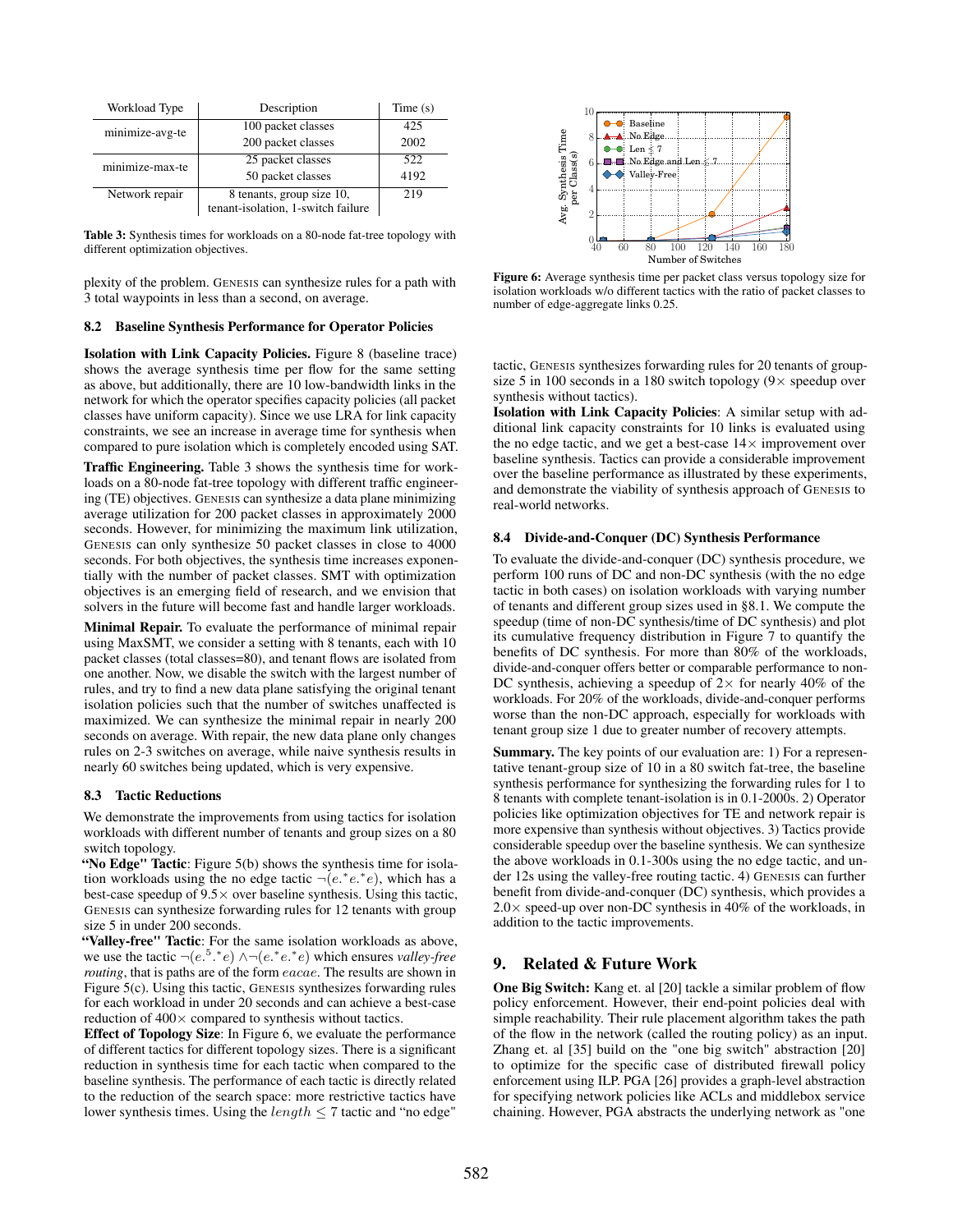| Workload Type | Description | Time (s) |
|---|---|---|
| minimize-avg-te | 100 packet classes | 425 |
| | 200 packet classes | 2002 |
| minimize-max-te | 25 packet classes | 522 |
| | 50 packet classes | 4192 |
| Network repair | 8 tenants, group size 10, tenant-isolation, 1-switch failure | 219 |

**Table 3:** Synthesis times for workloads on a 80-node fat-tree topology with different optimization objectives.

plexity of the problem. GENESIS can synthesize rules for a path with 3 total waypoints in less than a second, on average.

### 8.2 Baseline Synthesis Performance for Operator Policies

**Isolation with Link Capacity Policies.** Figure 8 (baseline trace) shows the average synthesis time per flow for the same setting as above, but additionally, there are 10 low-bandwidth links in the network for which the operator specifies capacity policies (all packet classes have uniform capacity). Since we use LRA for link capacity constraints, we see an increase in average time for synthesis when compared to pure isolation which is completely encoded using SAT.

**Traffic Engineering.** Table 3 shows the synthesis time for workloads on a 80-node fat-tree topology with different traffic engineering (TE) objectives. GENESIS can synthesize a data plane minimizing average utilization for 200 packet classes in approximately 2000 seconds. However, for minimizing the maximum link utilization, GENESIS can only synthesize 50 packet classes in close to 4000 seconds. For both objectives, the synthesis time increases exponentially with the number of packet classes. SMT with optimization objectives is an emerging field of research, and we envision that solvers in the future will become fast and handle larger workloads.

**Minimal Repair.** To evaluate the performance of minimal repair using MaxSMT, we consider a setting with 8 tenants, each with 10 packet classes (total classes=80), and tenant flows are isolated from one another. Now, we disable the switch with the largest number of rules, and try to find a new data plane satisfying the original tenant isolation policies such that the number of switches unaffected is maximized. We can synthesize the minimal repair in nearly 200 seconds on average. With repair, the new data plane only changes rules on 2-3 switches on average, while naive synthesis results in nearly 60 switches being updated, which is very expensive.

### 8.3 Tactic Reductions

We demonstrate the improvements from using tactics for isolation workloads with different number of tenants and group sizes on a 80 switch topology.

**"No Edge" Tactic**: Figure 5(b) shows the synthesis time for isolation workloads using the no edge tactic $\neg(e.^*e.^*e)$, which has a best-case speedup of 9.5× over baseline synthesis. Using this tactic, GENESIS can synthesize forwarding rules for 12 tenants with group size 5 in under 200 seconds.

**"Valley-free" Tactic**: For the same isolation workloads as above, we use the tactic $\neg(e.^5.^*e) \wedge \neg(e.^*e.^*e)$ which ensures *valley-free routing*, that is paths are of the form $eacae$. The results are shown in Figure 5(c). Using this tactic, GENESIS synthesizes forwarding rules for each workload in under 20 seconds and can achieve a best-case reduction of 400× compared to synthesis without tactics.

**Effect of Topology Size**: In Figure 6, we evaluate the performance of different tactics for different topology sizes. There is a significant reduction in synthesis time for each tactic when compared to the baseline synthesis. The performance of each tactic is directly related to the reduction of the search space: more restrictive tactics have lower synthesis times. Using the $length \leq 7$ tactic and "no edge" tactic, GENESIS synthesizes forwarding rules for 20 tenants of group-size 5 in 100 seconds in a 180 switch topology (9× speedup over synthesis without tactics).

**Isolation with Link Capacity Policies**: A similar setup with additional link capacity constraints for 10 links is evaluated using the no edge tactic, and we get a best-case 14× improvement over baseline synthesis. Tactics can provide a considerable improvement over the baseline performance as illustrated by these experiments, and demonstrate the viability of synthesis approach of GENESIS to real-world networks.

**Figure 6:** Average synthesis time per packet class versus topology size for isolation workloads w/o different tactics with the ratio of packet classes to number of edge-aggregate links 0.25.

### 8.4 Divide-and-Conquer (DC) Synthesis Performance

To evaluate the divide-and-conquer (DC) synthesis procedure, we perform 100 runs of DC and non-DC synthesis (with the no edge tactic in both cases) on isolation workloads with varying number of tenants and different group sizes used in §8.1. We compute the speedup (time of non-DC synthesis/time of DC synthesis) and plot its cumulative frequency distribution in Figure 7 to quantify the benefits of DC synthesis. For more than 80% of the workloads, divide-and-conquer offers better or comparable performance to non-DC synthesis, achieving a speedup of 2× for nearly 40% of the workloads. For 20% of the workloads, divide-and-conquer performs worse than the non-DC approach, especially for workloads with tenant group size 1 due to greater number of recovery attempts.

**Summary.** The key points of our evaluation are: 1) For a representative tenant-group size of 10 in a 80 switch fat-tree, the baseline synthesis performance for synthesizing the forwarding rules for 1 to 8 tenants with complete tenant-isolation is in 0.1-2000s. 2) Operator policies like optimization objectives for TE and network repair is more expensive than synthesis without objectives. 3) Tactics provide considerable speedup over the baseline synthesis. We can synthesize the above workloads in 0.1-300s using the no edge tactic, and under 12s using the valley-free routing tactic. 4) GENESIS can further benefit from divide-and-conquer (DC) synthesis, which provides a 2.0× speed-up over non-DC synthesis in 40% of the workloads, in addition to the tactic improvements.

## 9. Related & Future Work

**One Big Switch:** Kang et. al [20] tackle a similar problem of flow policy enforcement. However, their end-point policies deal with simple reachability. Their rule placement algorithm takes the path of the flow in the network (called the routing policy) as an input. Zhang et. al [35] build on the "one big switch" abstraction [20] to optimize for the specific case of distributed firewall policy enforcement using ILP. PGA [26] provides a graph-level abstraction for specifying network policies like ACLs and middlebox service chaining. However, PGA abstracts the underlying network as "one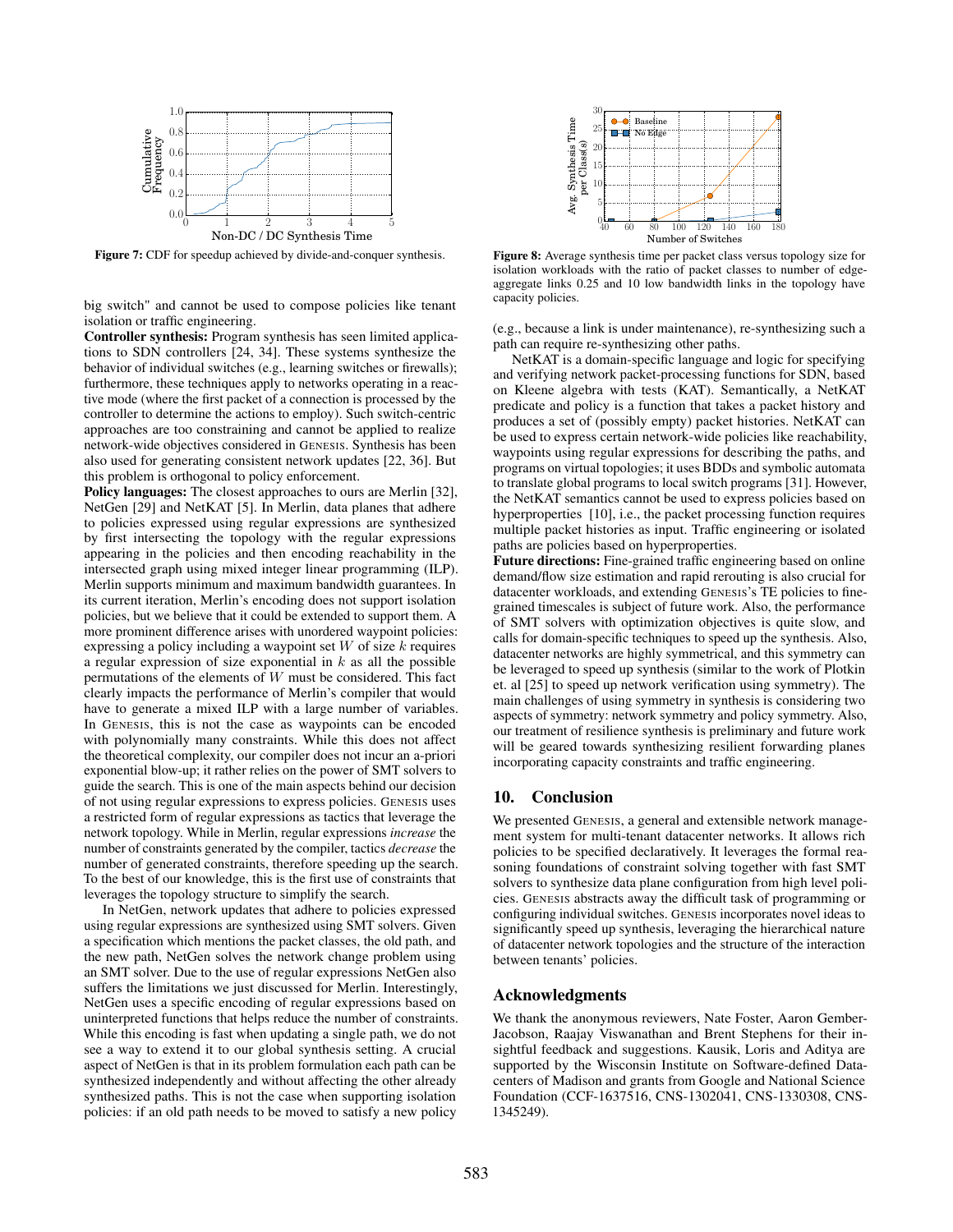1.0
0.8
0.6
0.4
0.2
0.0
Cumulative Frequency
0 1 2 3 4 5
Non-DC / DC Synthesis Time

**Figure 7:** CDF for speedup achieved by divide-and-conquer synthesis.

30
25
20
15
10
5
0
Avg. Synthesis Time per Class(s)
Baseline
No Edge
40 60 80 100 120 140 160 180
Number of Switches

**Figure 8:** Average synthesis time per packet class versus topology size for isolation workloads with the ratio of packet classes to number of edge-aggregate links 0.25 and 10 low bandwidth links in the topology have capacity policies.

big switch" and cannot be used to compose policies like tenant isolation or traffic engineering.

**Controller synthesis:** Program synthesis has seen limited applications to SDN controllers [24, 34]. These systems synthesize the behavior of individual switches (e.g., learning switches or firewalls); furthermore, these techniques apply to networks operating in a reactive mode (where the first packet of a connection is processed by the controller to determine the actions to employ). Such switch-centric approaches are too constraining and cannot be applied to realize network-wide objectives considered in GENESIS. Synthesis has been also used for generating consistent network updates [22, 36]. But this problem is orthogonal to policy enforcement.

**Policy languages:** The closest approaches to ours are Merlin [32], NetGen [29] and NetKAT [5]. In Merlin, data planes that adhere to policies expressed using regular expressions are synthesized by first intersecting the topology with the regular expressions appearing in the policies and then encoding reachability in the intersected graph using mixed integer linear programming (ILP). Merlin supports minimum and maximum bandwidth guarantees. In its current iteration, Merlin's encoding does not support isolation policies, but we believe that it could be extended to support them. A more prominent difference arises with unordered waypoint policies: expressing a policy including a waypoint set $W$ of size $k$ requires a regular expression of size exponential in $k$ as all the possible permutations of the elements of $W$ must be considered. This fact clearly impacts the performance of Merlin's compiler that would have to generate a mixed ILP with a large number of variables. In GENESIS, this is not the case as waypoints can be encoded with polynomially many constraints. While this does not affect the theoretical complexity, our compiler does not incur an a-priori exponential blow-up; it rather relies on the power of SMT solvers to guide the search. This is one of the main aspects behind our decision of not using regular expressions to express policies. GENESIS uses a restricted form of regular expressions as tactics that leverage the network topology. While in Merlin, regular expressions *increase* the number of constraints generated by the compiler, tactics *decrease* the number of generated constraints, therefore speeding up the search. To the best of our knowledge, this is the first use of constraints that leverages the topology structure to simplify the search.

In NetGen, network updates that adhere to policies expressed using regular expressions are synthesized using SMT solvers. Given a specification which mentions the packet classes, the old path, and the new path, NetGen solves the network change problem using an SMT solver. Due to the use of regular expressions NetGen also suffers the limitations we just discussed for Merlin. Interestingly, NetGen uses a specific encoding of regular expressions based on uninterpreted functions that helps reduce the number of constraints. While this encoding is fast when updating a single path, we do not see a way to extend it to our global synthesis setting. A crucial aspect of NetGen is that in its problem formulation each path can be synthesized independently and without affecting the other already synthesized paths. This is not the case when supporting isolation policies: if an old path needs to be moved to satisfy a new policy (e.g., because a link is under maintenance), re-synthesizing such a path can require re-synthesizing other paths.

NetKAT is a domain-specific language and logic for specifying and verifying network packet-processing functions for SDN, based on Kleene algebra with tests (KAT). Semantically, a NetKAT predicate and policy is a function that takes a packet history and produces a set of (possibly empty) packet histories. NetKAT can be used to express certain network-wide policies like reachability, waypoints using regular expressions for describing the paths, and programs on virtual topologies; it uses BDDs and symbolic automata to translate global programs to local switch programs [31]. However, the NetKAT semantics cannot be used to express policies based on hyperproperties [10], i.e., the packet processing function requires multiple packet histories as input. Traffic engineering or isolated paths are policies based on hyperproperties.

**Future directions:** Fine-grained traffic engineering based on online demand/flow size estimation and rapid rerouting is also crucial for datacenter workloads, and extending GENESIS's TE policies to fine-grained timescales is subject of future work. Also, the performance of SMT solvers with optimization objectives is quite slow, and calls for domain-specific techniques to speed up the synthesis. Also, datacenter networks are highly symmetrical, and this symmetry can be leveraged to speed up synthesis (similar to the work of Plotkin et. al [25] to speed up network verification using symmetry). The main challenges of using symmetry in synthesis is considering two aspects of symmetry: network symmetry and policy symmetry. Also, our treatment of resilience synthesis is preliminary and future work will be geared towards synthesizing resilient forwarding planes incorporating capacity constraints and traffic engineering.

## 10. Conclusion

We presented GENESIS, a general and extensible network management system for multi-tenant datacenter networks. It allows rich policies to be specified declaratively. It leverages the formal reasoning foundations of constraint solving together with fast SMT solvers to synthesize data plane configuration from high level policies. GENESIS abstracts away the difficult task of programming or configuring individual switches. GENESIS incorporates novel ideas to significantly speed up synthesis, leveraging the hierarchical nature of datacenter network topologies and the structure of the interaction between tenants' policies.

## Acknowledgments

We thank the anonymous reviewers, Nate Foster, Aaron Gember-Jacobson, Raajay Viswanathan and Brent Stephens for their insightful feedback and suggestions. Kausik, Loris and Aditya are supported by the Wisconsin Institute on Software-defined Datacenters of Madison and grants from Google and National Science Foundation (CCF-1637516, CNS-1302041, CNS-1330308, CNS-1345249).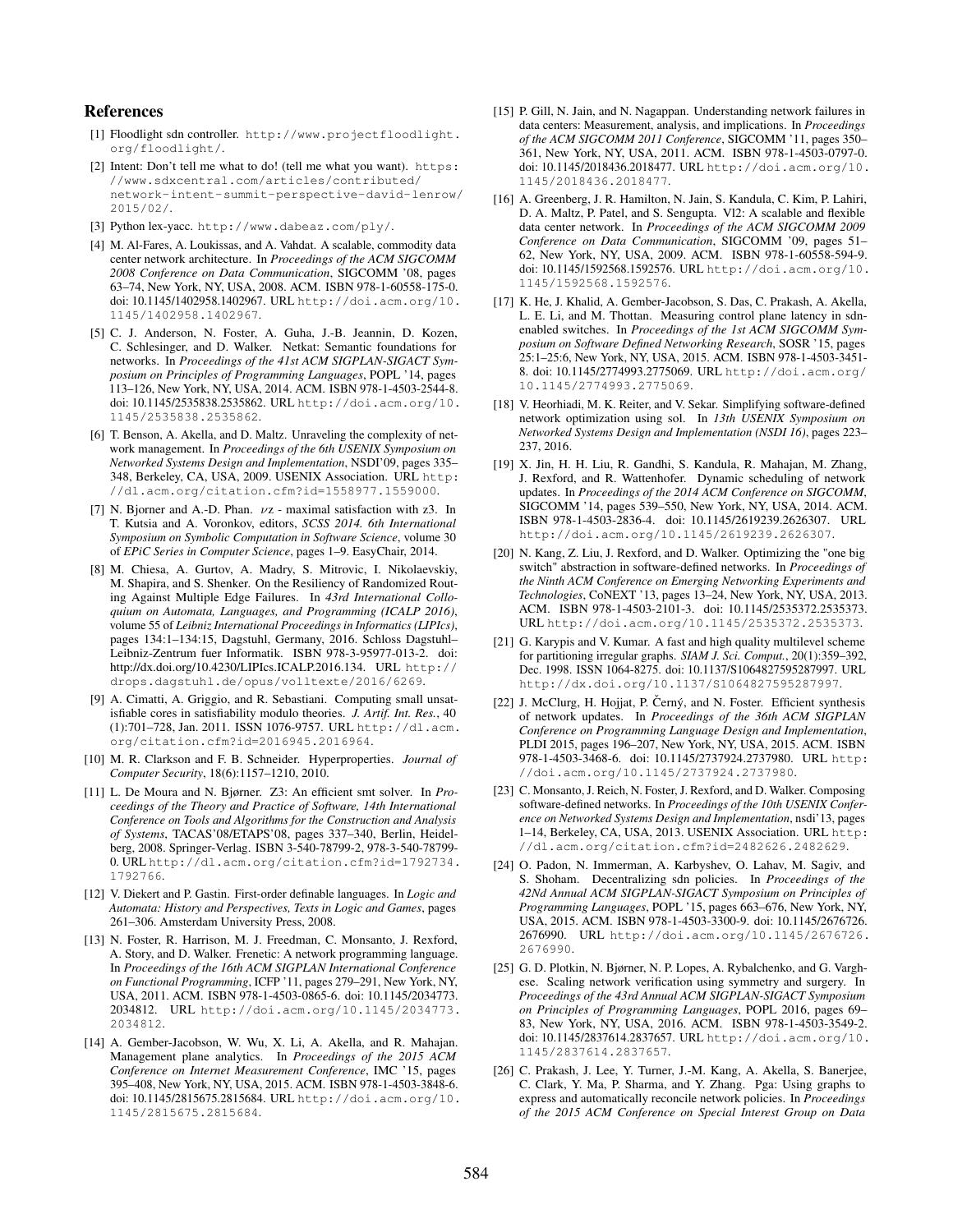## References

[1] Floodlight sdn controller. http://www.projectfloodlight.org/floodlight/.

[2] Intent: Don't tell me what to do! (tell me what you want). https://www.sdxcentral.com/articles/contributed/network-intent-summit-perspective-david-lenrow/2015/02/.

[3] Python lex-yacc. http://www.dabeaz.com/ply/.

[4] M. Al-Fares, A. Loukissas, and A. Vahdat. A scalable, commodity data center network architecture. In *Proceedings of the ACM SIGCOMM 2008 Conference on Data Communication*, SIGCOMM '08, pages 63–74, New York, NY, USA, 2008. ACM. ISBN 978-1-60558-175-0. doi: 10.1145/1402958.1402967. URL http://doi.acm.org/10.1145/1402958.1402967.

[5] C. J. Anderson, N. Foster, A. Guha, J.-B. Jeannin, D. Kozen, C. Schlesinger, and D. Walker. Netkat: Semantic foundations for networks. In *Proceedings of the 41st ACM SIGPLAN-SIGACT Symposium on Principles of Programming Languages*, POPL '14, pages 113–126, New York, NY, USA, 2014. ACM. ISBN 978-1-4503-2544-8. doi: 10.1145/2535838.2535862. URL http://doi.acm.org/10.1145/2535838.2535862.

[6] T. Benson, A. Akella, and D. Maltz. Unraveling the complexity of network management. In *Proceedings of the 6th USENIX Symposium on Networked Systems Design and Implementation*, NSDI'09, pages 335–348, Berkeley, CA, USA, 2009. USENIX Association. URL http://dl.acm.org/citation.cfm?id=1558977.1559000.

[7] N. Bjorner and A.-D. Phan. $\nu$z - maximal satisfaction with z3. In T. Kutsia and A. Voronkov, editors, *SCSS 2014. 6th International Symposium on Symbolic Computation in Software Science*, volume 30 of *EPiC Series in Computer Science*, pages 1–9. EasyChair, 2014.

[8] M. Chiesa, A. Gurtov, A. Madry, S. Mitrovic, I. Nikolaevskiy, M. Shapira, and S. Shenker. On the Resiliency of Randomized Routing Against Multiple Edge Failures. In *43rd International Colloquium on Automata, Languages, and Programming (ICALP 2016)*, volume 55 of *Leibniz International Proceedings in Informatics (LIPIcs)*, pages 134:1–134:15, Dagstuhl, Germany, 2016. Schloss Dagstuhl–Leibniz-Zentrum fuer Informatik. ISBN 978-3-95977-013-2. doi: http://dx.doi.org/10.4230/LIPIcs.ICALP.2016.134. URL http://drops.dagstuhl.de/opus/volltexte/2016/6269.

[9] A. Cimatti, A. Griggio, and R. Sebastiani. Computing small unsatisfiable cores in satisfiability modulo theories. *J. Artif. Int. Res.*, 40 (1):701–728, Jan. 2011. ISSN 1076-9757. URL http://dl.acm.org/citation.cfm?id=2016945.2016964.

[10] M. R. Clarkson and F. B. Schneider. Hyperproperties. *Journal of Computer Security*, 18(6):1157–1210, 2010.

[11] L. De Moura and N. Bjørner. Z3: An efficient smt solver. In *Proceedings of the Theory and Practice of Software, 14th International Conference on Tools and Algorithms for the Construction and Analysis of Systems*, TACAS'08/ETAPS'08, pages 337–340, Berlin, Heidelberg, 2008. Springer-Verlag. ISBN 3-540-78799-2, 978-3-540-78799-0. URL http://dl.acm.org/citation.cfm?id=1792734.1792766.

[12] V. Diekert and P. Gastin. First-order definable languages. In *Logic and Automata: History and Perspectives, Texts in Logic and Games*, pages 261–306. Amsterdam University Press, 2008.

[13] N. Foster, R. Harrison, M. J. Freedman, C. Monsanto, J. Rexford, A. Story, and D. Walker. Frenetic: A network programming language. In *Proceedings of the 16th ACM SIGPLAN International Conference on Functional Programming*, ICFP '11, pages 279–291, New York, NY, USA, 2011. ACM. ISBN 978-1-4503-0865-6. doi: 10.1145/2034773.2034812. URL http://doi.acm.org/10.1145/2034773.2034812.

[14] A. Gember-Jacobson, W. Wu, X. Li, A. Akella, and R. Mahajan. Management plane analytics. In *Proceedings of the 2015 ACM Conference on Internet Measurement Conference*, IMC '15, pages 395–408, New York, NY, USA, 2015. ACM. ISBN 978-1-4503-3848-6. doi: 10.1145/2815675.2815684. URL http://doi.acm.org/10.1145/2815675.2815684.

[15] P. Gill, N. Jain, and N. Nagappan. Understanding network failures in data centers: Measurement, analysis, and implications. In *Proceedings of the ACM SIGCOMM 2011 Conference*, SIGCOMM '11, pages 350–361, New York, NY, USA, 2011. ACM. ISBN 978-1-4503-0797-0. doi: 10.1145/2018436.2018477. URL http://doi.acm.org/10.1145/2018436.2018477.

[16] A. Greenberg, J. R. Hamilton, N. Jain, S. Kandula, C. Kim, P. Lahiri, D. A. Maltz, P. Patel, and S. Sengupta. Vl2: A scalable and flexible data center network. In *Proceedings of the ACM SIGCOMM 2009 Conference on Data Communication*, SIGCOMM '09, pages 51–62, New York, NY, USA, 2009. ACM. ISBN 978-1-60558-594-9. doi: 10.1145/1592568.1592576. URL http://doi.acm.org/10.1145/1592568.1592576.

[17] K. He, J. Khalid, A. Gember-Jacobson, S. Das, C. Prakash, A. Akella, L. E. Li, and M. Thottan. Measuring control plane latency in sdn-enabled switches. In *Proceedings of the 1st ACM SIGCOMM Symposium on Software Defined Networking Research*, SOSR '15, pages 25:1–25:6, New York, NY, USA, 2015. ACM. ISBN 978-1-4503-3451-8. doi: 10.1145/2774993.2775069. URL http://doi.acm.org/10.1145/2774993.2775069.

[18] V. Heorhiadi, M. K. Reiter, and V. Sekar. Simplifying software-defined network optimization using sol. In *13th USENIX Symposium on Networked Systems Design and Implementation (NSDI 16)*, pages 223–237, 2016.

[19] X. Jin, H. H. Liu, R. Gandhi, S. Kandula, R. Mahajan, M. Zhang, J. Rexford, and R. Wattenhofer. Dynamic scheduling of network updates. In *Proceedings of the 2014 ACM Conference on SIGCOMM*, SIGCOMM '14, pages 539–550, New York, NY, USA, 2014. ACM. ISBN 978-1-4503-2836-4. doi: 10.1145/2619239.2626307. URL http://doi.acm.org/10.1145/2619239.2626307.

[20] N. Kang, Z. Liu, J. Rexford, and D. Walker. Optimizing the "one big switch" abstraction in software-defined networks. In *Proceedings of the Ninth ACM Conference on Emerging Networking Experiments and Technologies*, CoNEXT '13, pages 13–24, New York, NY, USA, 2013. ACM. ISBN 978-1-4503-2101-3. doi: 10.1145/2535372.2535373. URL http://doi.acm.org/10.1145/2535372.2535373.

[21] G. Karypis and V. Kumar. A fast and high quality multilevel scheme for partitioning irregular graphs. *SIAM J. Sci. Comput.*, 20(1):359–392, Dec. 1998. ISSN 1064-8275. doi: 10.1137/S1064827595287997. URL http://dx.doi.org/10.1137/S1064827595287997.

[22] J. McClurg, H. Hojjat, P. Černý, and N. Foster. Efficient synthesis of network updates. In *Proceedings of the 36th ACM SIGPLAN Conference on Programming Language Design and Implementation*, PLDI 2015, pages 196–207, New York, NY, USA, 2015. ACM. ISBN 978-1-4503-3468-6. doi: 10.1145/2737924.2737980. URL http://doi.acm.org/10.1145/2737924.2737980.

[23] C. Monsanto, J. Reich, N. Foster, J. Rexford, and D. Walker. Composing software-defined networks. In *Proceedings of the 10th USENIX Conference on Networked Systems Design and Implementation*, nsdi'13, pages 1–14, Berkeley, CA, USA, 2013. USENIX Association. URL http://dl.acm.org/citation.cfm?id=2482626.2482629.

[24] O. Padon, N. Immerman, A. Karbyshev, O. Lahav, M. Sagiv, and S. Shoham. Decentralizing sdn policies. In *Proceedings of the 42Nd Annual ACM SIGPLAN-SIGACT Symposium on Principles of Programming Languages*, POPL '15, pages 663–676, New York, NY, USA, 2015. ACM. ISBN 978-1-4503-3300-9. doi: 10.1145/2676726.2676990. URL http://doi.acm.org/10.1145/2676726.2676990.

[25] G. D. Plotkin, N. Bjørner, N. P. Lopes, A. Rybalchenko, and G. Varghese. Scaling network verification using symmetry and surgery. In *Proceedings of the 43rd Annual ACM SIGPLAN-SIGACT Symposium on Principles of Programming Languages*, POPL 2016, pages 69–83, New York, NY, USA, 2016. ACM. ISBN 978-1-4503-3549-2. doi: 10.1145/2837614.2837657. URL http://doi.acm.org/10.1145/2837614.2837657.

[26] C. Prakash, J. Lee, Y. Turner, J.-M. Kang, A. Akella, S. Banerjee, C. Clark, Y. Ma, P. Sharma, and Y. Zhang. Pga: Using graphs to express and automatically reconcile network policies. In *Proceedings of the 2015 ACM Conference on Special Interest Group on Data*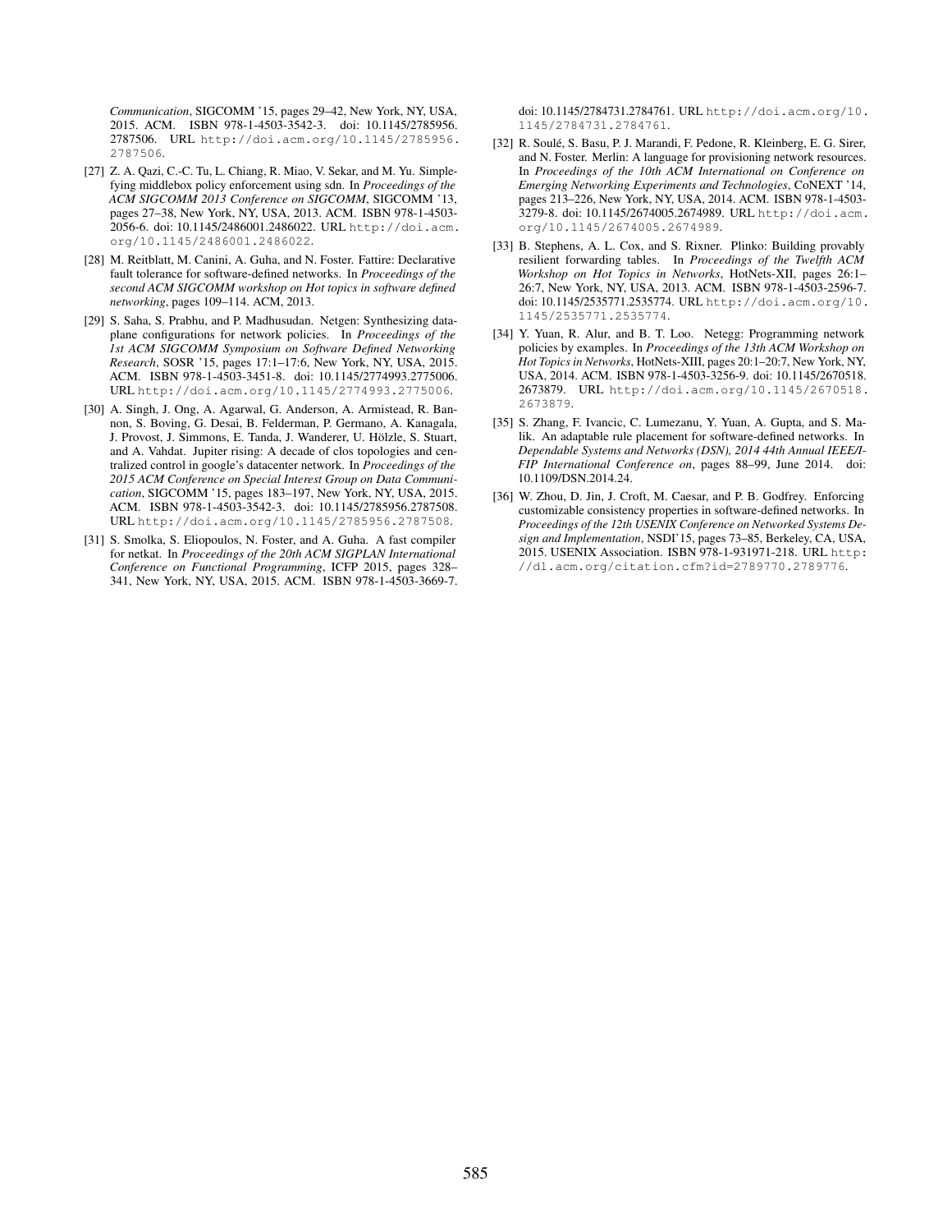*Communication*, SIGCOMM '15, pages 29–42, New York, NY, USA, 2015. ACM. ISBN 978-1-4503-3542-3. doi: 10.1145/2785956.2787506. URL http://doi.acm.org/10.1145/2785956.2787506.

[27] Z. A. Qazi, C.-C. Tu, L. Chiang, R. Miao, V. Sekar, and M. Yu. Simple-fying middlebox policy enforcement using sdn. In *Proceedings of the ACM SIGCOMM 2013 Conference on SIGCOMM*, SIGCOMM '13, pages 27–38, New York, NY, USA, 2013. ACM. ISBN 978-1-4503-2056-6. doi: 10.1145/2486001.2486022. URL http://doi.acm.org/10.1145/2486001.2486022.

[28] M. Reitblatt, M. Canini, A. Guha, and N. Foster. Fattire: Declarative fault tolerance for software-defined networks. In *Proceedings of the second ACM SIGCOMM workshop on Hot topics in software defined networking*, pages 109–114. ACM, 2013.

[29] S. Saha, S. Prabhu, and P. Madhusudan. Netgen: Synthesizing data-plane configurations for network policies. In *Proceedings of the 1st ACM SIGCOMM Symposium on Software Defined Networking Research*, SOSR '15, pages 17:1–17:6, New York, NY, USA, 2015. ACM. ISBN 978-1-4503-3451-8. doi: 10.1145/2774993.2775006. URL http://doi.acm.org/10.1145/2774993.2775006.

[30] A. Singh, J. Ong, A. Agarwal, G. Anderson, A. Armistead, R. Bannon, S. Boving, G. Desai, B. Felderman, P. Germano, A. Kanagala, J. Provost, J. Simmons, E. Tanda, J. Wanderer, U. Hölzle, S. Stuart, and A. Vahdat. Jupiter rising: A decade of clos topologies and centralized control in google's datacenter network. In *Proceedings of the 2015 ACM Conference on Special Interest Group on Data Communication*, SIGCOMM '15, pages 183–197, New York, NY, USA, 2015. ACM. ISBN 978-1-4503-3542-3. doi: 10.1145/2785956.2787508. URL http://doi.acm.org/10.1145/2785956.2787508.

[31] S. Smolka, S. Eliopoulos, N. Foster, and A. Guha. A fast compiler for netkat. In *Proceedings of the 20th ACM SIGPLAN International Conference on Functional Programming*, ICFP 2015, pages 328–341, New York, NY, USA, 2015. ACM. ISBN 978-1-4503-3669-7. doi: 10.1145/2784731.2784761. URL http://doi.acm.org/10.1145/2784731.2784761.

[32] R. Soulé, S. Basu, P. J. Marandi, F. Pedone, R. Kleinberg, E. G. Sirer, and N. Foster. Merlin: A language for provisioning network resources. In *Proceedings of the 10th ACM International on Conference on Emerging Networking Experiments and Technologies*, CoNEXT '14, pages 213–226, New York, NY, USA, 2014. ACM. ISBN 978-1-4503-3279-8. doi: 10.1145/2674005.2674989. URL http://doi.acm.org/10.1145/2674005.2674989.

[33] B. Stephens, A. L. Cox, and S. Rixner. Plinko: Building provably resilient forwarding tables. In *Proceedings of the Twelfth ACM Workshop on Hot Topics in Networks*, HotNets-XII, pages 26:1–26:7, New York, NY, USA, 2013. ACM. ISBN 978-1-4503-2596-7. doi: 10.1145/2535771.2535774. URL http://doi.acm.org/10.1145/2535771.2535774.

[34] Y. Yuan, R. Alur, and B. T. Loo. Netegg: Programming network policies by examples. In *Proceedings of the 13th ACM Workshop on Hot Topics in Networks*, HotNets-XIII, pages 20:1–20:7, New York, NY, USA, 2014. ACM. ISBN 978-1-4503-3256-9. doi: 10.1145/2670518.2673879. URL http://doi.acm.org/10.1145/2670518.2673879.

[35] S. Zhang, F. Ivancic, C. Lumezanu, Y. Yuan, A. Gupta, and S. Malik. An adaptable rule placement for software-defined networks. In *Dependable Systems and Networks (DSN), 2014 44th Annual IEEE/IFIP International Conference on*, pages 88–99, June 2014. doi: 10.1109/DSN.2014.24.

[36] W. Zhou, D. Jin, J. Croft, M. Caesar, and P. B. Godfrey. Enforcing customizable consistency properties in software-defined networks. In *Proceedings of the 12th USENIX Conference on Networked Systems Design and Implementation*, NSDI'15, pages 73–85, Berkeley, CA, USA, 2015. USENIX Association. ISBN 978-1-931971-218. URL http://dl.acm.org/citation.cfm?id=2789770.2789776.